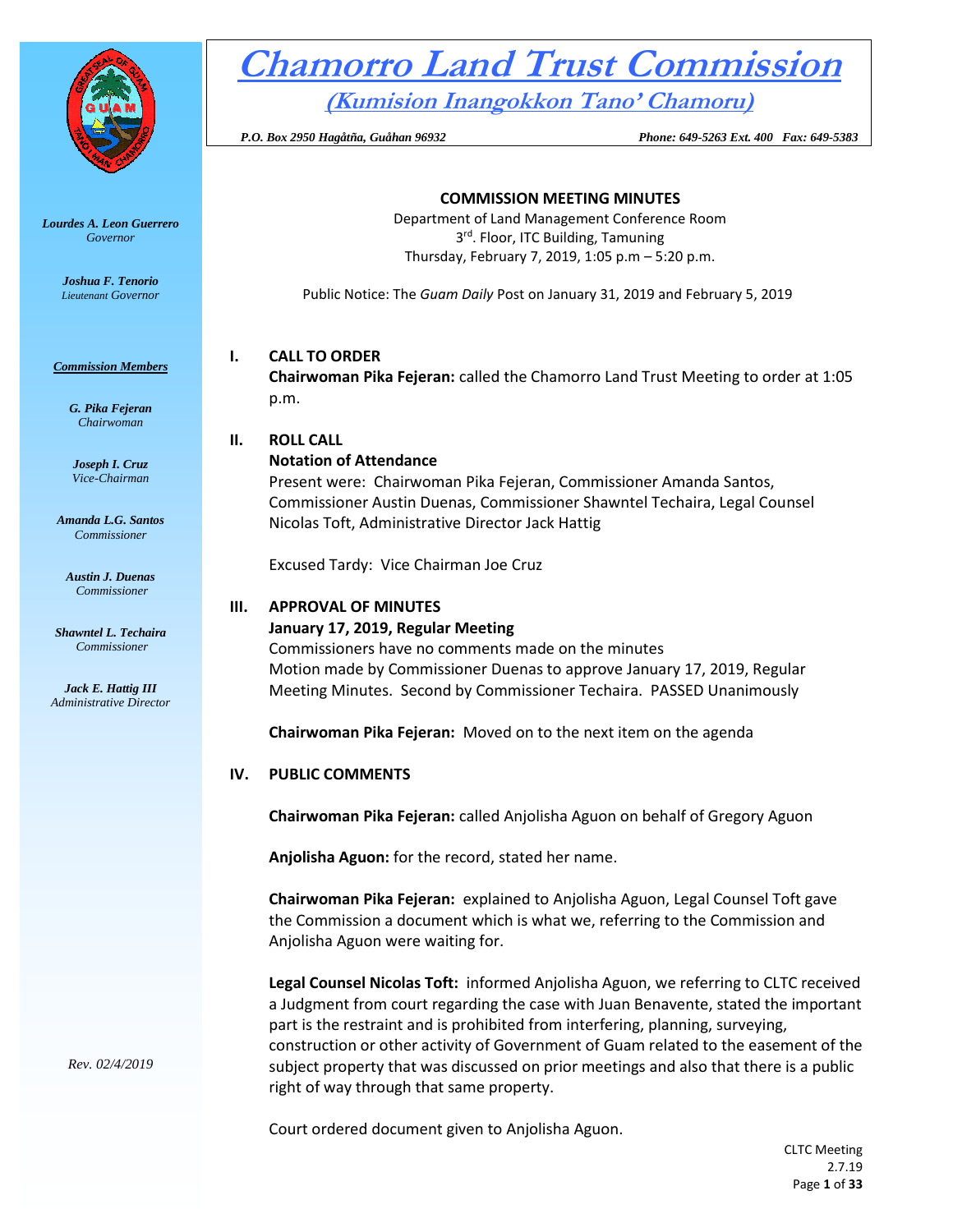# Chamorro Land Trust Commission

## (Kumision Inangokkon Tano' Chamoru)

*P.O. Box 2950 Hagåtña, Guåhan 96932* *Phone: 649-5263 Ext. 400 Fax: 649-5383*

*Lourdes A. Leon Guerrero*
*Governor*

*Joshua F. Tenorio*
*Lieutenant Governor*

***Commission Members***

***G. Pika Fejeran***
*Chairwoman*

***Joseph I. Cruz***
*Vice-Chairman*

***Amanda L.G. Santos***
*Commissioner*

***Austin J. Duenas***
*Commissioner*

***Shawntel L. Techaira***
*Commissioner*

***Jack E. Hattig III***
*Administrative Director*

*Rev. 02/4/2019*

**COMMISSION MEETING MINUTES**

Department of Land Management Conference Room
3rd. Floor, ITC Building, Tamuning
Thursday, February 7, 2019, 1:05 p.m – 5:20 p.m.

Public Notice: The *Guam Daily* Post on January 31, 2019 and February 5, 2019

**I. CALL TO ORDER**

**Chairwoman Pika Fejeran:** called the Chamorro Land Trust Meeting to order at 1:05 p.m.

**II. ROLL CALL**

**Notation of Attendance**

Present were: Chairwoman Pika Fejeran, Commissioner Amanda Santos, Commissioner Austin Duenas, Commissioner Shawntel Techaira, Legal Counsel Nicolas Toft, Administrative Director Jack Hattig

Excused Tardy: Vice Chairman Joe Cruz

**III. APPROVAL OF MINUTES**

**January 17, 2019, Regular Meeting**

Commissioners have no comments made on the minutes

Motion made by Commissioner Duenas to approve January 17, 2019, Regular Meeting Minutes. Second by Commissioner Techaira. PASSED Unanimously

**Chairwoman Pika Fejeran:** Moved on to the next item on the agenda

**IV. PUBLIC COMMENTS**

**Chairwoman Pika Fejeran:** called Anjolisha Aguon on behalf of Gregory Aguon

**Anjolisha Aguon:** for the record, stated her name.

**Chairwoman Pika Fejeran:** explained to Anjolisha Aguon, Legal Counsel Toft gave the Commission a document which is what we, referring to the Commission and Anjolisha Aguon were waiting for.

**Legal Counsel Nicolas Toft:** informed Anjolisha Aguon, we referring to CLTC received a Judgment from court regarding the case with Juan Benavente, stated the important part is the restraint and is prohibited from interfering, planning, surveying, construction or other activity of Government of Guam related to the easement of the subject property that was discussed on prior meetings and also that there is a public right of way through that same property.

Court ordered document given to Anjolisha Aguon.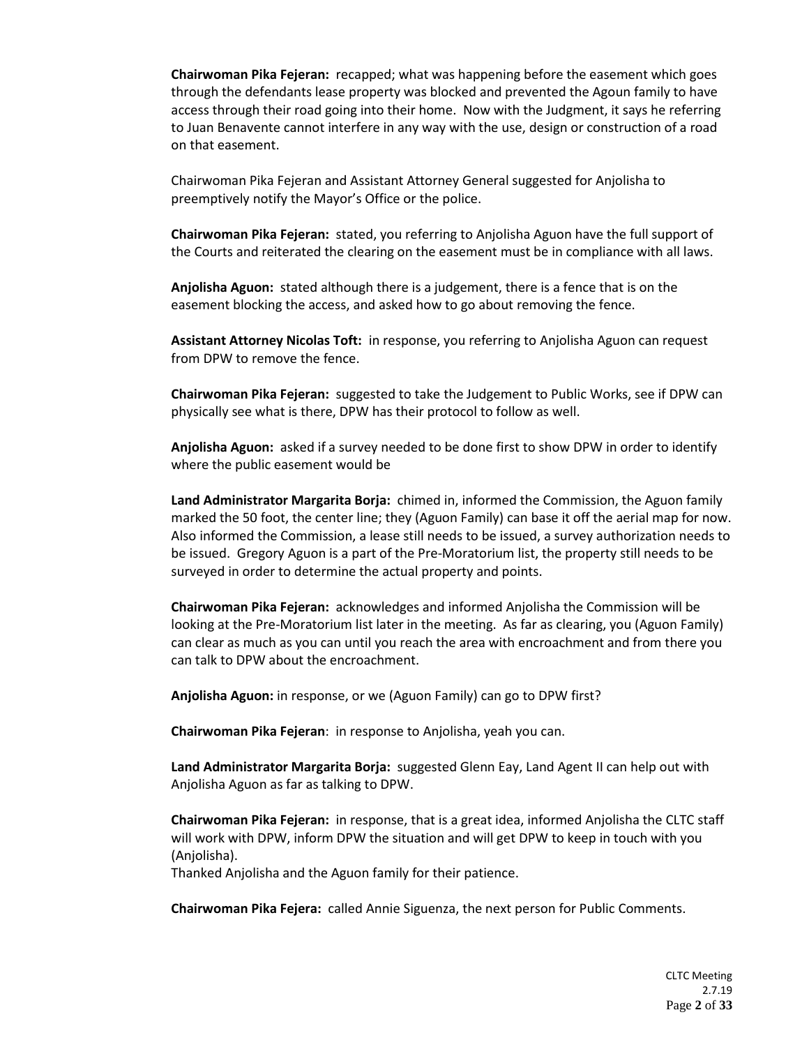**Chairwoman Pika Fejeran:** recapped; what was happening before the easement which goes through the defendants lease property was blocked and prevented the Agoun family to have access through their road going into their home. Now with the Judgment, it says he referring to Juan Benavente cannot interfere in any way with the use, design or construction of a road on that easement.

Chairwoman Pika Fejeran and Assistant Attorney General suggested for Anjolisha to preemptively notify the Mayor's Office or the police.

**Chairwoman Pika Fejeran:** stated, you referring to Anjolisha Aguon have the full support of the Courts and reiterated the clearing on the easement must be in compliance with all laws.

**Anjolisha Aguon:** stated although there is a judgement, there is a fence that is on the easement blocking the access, and asked how to go about removing the fence.

**Assistant Attorney Nicolas Toft:** in response, you referring to Anjolisha Aguon can request from DPW to remove the fence.

**Chairwoman Pika Fejeran:** suggested to take the Judgement to Public Works, see if DPW can physically see what is there, DPW has their protocol to follow as well.

**Anjolisha Aguon:** asked if a survey needed to be done first to show DPW in order to identify where the public easement would be

**Land Administrator Margarita Borja:** chimed in, informed the Commission, the Aguon family marked the 50 foot, the center line; they (Aguon Family) can base it off the aerial map for now. Also informed the Commission, a lease still needs to be issued, a survey authorization needs to be issued. Gregory Aguon is a part of the Pre-Moratorium list, the property still needs to be surveyed in order to determine the actual property and points.

**Chairwoman Pika Fejeran:** acknowledges and informed Anjolisha the Commission will be looking at the Pre-Moratorium list later in the meeting. As far as clearing, you (Aguon Family) can clear as much as you can until you reach the area with encroachment and from there you can talk to DPW about the encroachment.

**Anjolisha Aguon:** in response, or we (Aguon Family) can go to DPW first?

**Chairwoman Pika Fejeran**: in response to Anjolisha, yeah you can.

**Land Administrator Margarita Borja:** suggested Glenn Eay, Land Agent II can help out with Anjolisha Aguon as far as talking to DPW.

**Chairwoman Pika Fejeran:** in response, that is a great idea, informed Anjolisha the CLTC staff will work with DPW, inform DPW the situation and will get DPW to keep in touch with you (Anjolisha).
Thanked Anjolisha and the Aguon family for their patience.

**Chairwoman Pika Fejera:** called Annie Siguenza, the next person for Public Comments.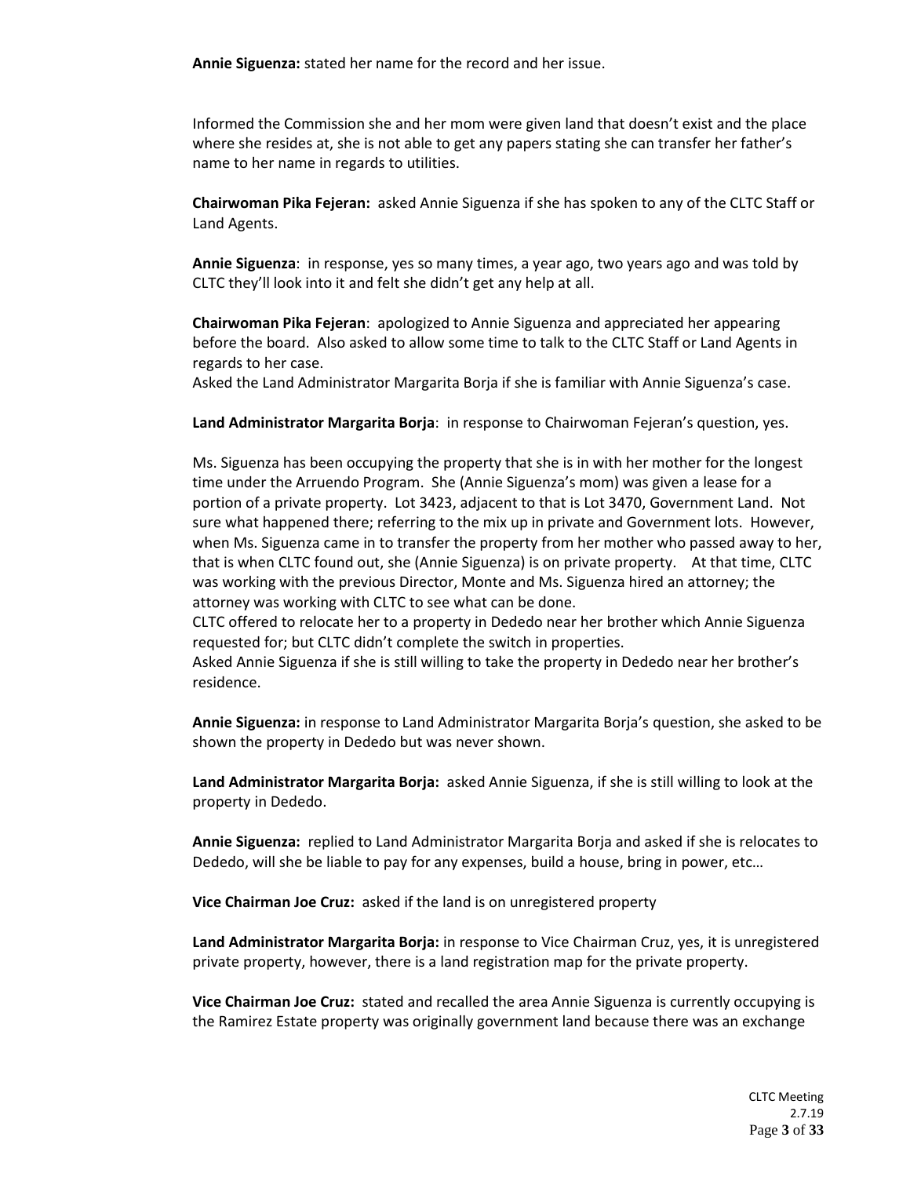**Annie Siguenza:** stated her name for the record and her issue.

Informed the Commission she and her mom were given land that doesn't exist and the place where she resides at, she is not able to get any papers stating she can transfer her father's name to her name in regards to utilities.

**Chairwoman Pika Fejeran:** asked Annie Siguenza if she has spoken to any of the CLTC Staff or Land Agents.

**Annie Siguenza**: in response, yes so many times, a year ago, two years ago and was told by CLTC they'll look into it and felt she didn't get any help at all.

**Chairwoman Pika Fejeran**: apologized to Annie Siguenza and appreciated her appearing before the board. Also asked to allow some time to talk to the CLTC Staff or Land Agents in regards to her case.
Asked the Land Administrator Margarita Borja if she is familiar with Annie Siguenza's case.

**Land Administrator Margarita Borja**: in response to Chairwoman Fejeran's question, yes.

Ms. Siguenza has been occupying the property that she is in with her mother for the longest time under the Arruendo Program. She (Annie Siguenza's mom) was given a lease for a portion of a private property. Lot 3423, adjacent to that is Lot 3470, Government Land. Not sure what happened there; referring to the mix up in private and Government lots. However, when Ms. Siguenza came in to transfer the property from her mother who passed away to her, that is when CLTC found out, she (Annie Siguenza) is on private property. At that time, CLTC was working with the previous Director, Monte and Ms. Siguenza hired an attorney; the attorney was working with CLTC to see what can be done.
CLTC offered to relocate her to a property in Dededo near her brother which Annie Siguenza requested for; but CLTC didn't complete the switch in properties.
Asked Annie Siguenza if she is still willing to take the property in Dededo near her brother's residence.

**Annie Siguenza:** in response to Land Administrator Margarita Borja's question, she asked to be shown the property in Dededo but was never shown.

**Land Administrator Margarita Borja:** asked Annie Siguenza, if she is still willing to look at the property in Dededo.

**Annie Siguenza:** replied to Land Administrator Margarita Borja and asked if she is relocates to Dededo, will she be liable to pay for any expenses, build a house, bring in power, etc…

**Vice Chairman Joe Cruz:** asked if the land is on unregistered property

**Land Administrator Margarita Borja:** in response to Vice Chairman Cruz, yes, it is unregistered private property, however, there is a land registration map for the private property.

**Vice Chairman Joe Cruz:** stated and recalled the area Annie Siguenza is currently occupying is the Ramirez Estate property was originally government land because there was an exchange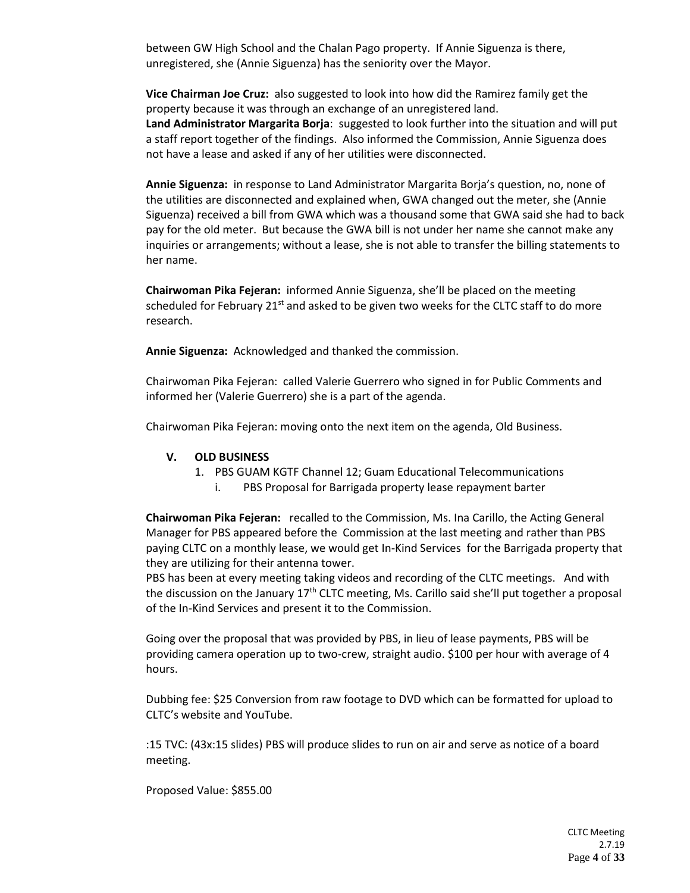between GW High School and the Chalan Pago property. If Annie Siguenza is there, unregistered, she (Annie Siguenza) has the seniority over the Mayor.

**Vice Chairman Joe Cruz:** also suggested to look into how did the Ramirez family get the property because it was through an exchange of an unregistered land.
**Land Administrator Margarita Borja**: suggested to look further into the situation and will put a staff report together of the findings. Also informed the Commission, Annie Siguenza does not have a lease and asked if any of her utilities were disconnected.

**Annie Siguenza:** in response to Land Administrator Margarita Borja's question, no, none of the utilities are disconnected and explained when, GWA changed out the meter, she (Annie Siguenza) received a bill from GWA which was a thousand some that GWA said she had to back pay for the old meter. But because the GWA bill is not under her name she cannot make any inquiries or arrangements; without a lease, she is not able to transfer the billing statements to her name.

**Chairwoman Pika Fejeran:** informed Annie Siguenza, she'll be placed on the meeting scheduled for February 21st and asked to be given two weeks for the CLTC staff to do more research.

**Annie Siguenza:** Acknowledged and thanked the commission.

Chairwoman Pika Fejeran: called Valerie Guerrero who signed in for Public Comments and informed her (Valerie Guerrero) she is a part of the agenda.

Chairwoman Pika Fejeran: moving onto the next item on the agenda, Old Business.

## V. OLD BUSINESS

1. PBS GUAM KGTF Channel 12; Guam Educational Telecommunications
   i. PBS Proposal for Barrigada property lease repayment barter

**Chairwoman Pika Fejeran:** recalled to the Commission, Ms. Ina Carillo, the Acting General Manager for PBS appeared before the Commission at the last meeting and rather than PBS paying CLTC on a monthly lease, we would get In-Kind Services for the Barrigada property that they are utilizing for their antenna tower.
PBS has been at every meeting taking videos and recording of the CLTC meetings. And with the discussion on the January 17th CLTC meeting, Ms. Carillo said she'll put together a proposal of the In-Kind Services and present it to the Commission.

Going over the proposal that was provided by PBS, in lieu of lease payments, PBS will be providing camera operation up to two-crew, straight audio. $100 per hour with average of 4 hours.

Dubbing fee: $25 Conversion from raw footage to DVD which can be formatted for upload to CLTC's website and YouTube.

:15 TVC: (43x:15 slides) PBS will produce slides to run on air and serve as notice of a board meeting.

Proposed Value: $855.00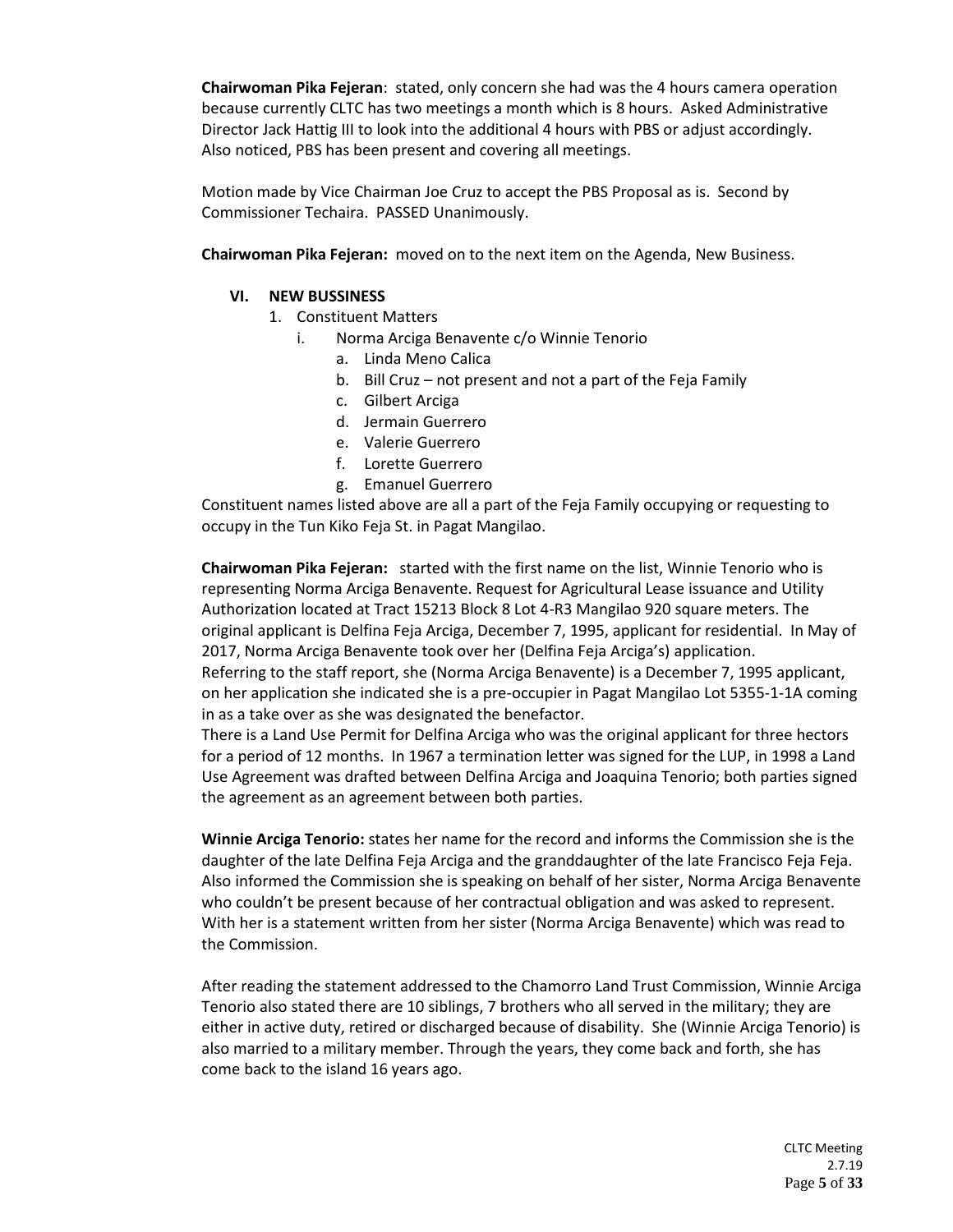**Chairwoman Pika Fejeran**: stated, only concern she had was the 4 hours camera operation because currently CLTC has two meetings a month which is 8 hours. Asked Administrative Director Jack Hattig III to look into the additional 4 hours with PBS or adjust accordingly. Also noticed, PBS has been present and covering all meetings.

Motion made by Vice Chairman Joe Cruz to accept the PBS Proposal as is. Second by Commissioner Techaira. PASSED Unanimously.

**Chairwoman Pika Fejeran:** moved on to the next item on the Agenda, New Business.

## VI. NEW BUSSINESS

1. Constituent Matters
   - i. Norma Arciga Benavente c/o Winnie Tenorio
     - a. Linda Meno Calica
     - b. Bill Cruz – not present and not a part of the Feja Family
     - c. Gilbert Arciga
     - d. Jermain Guerrero
     - e. Valerie Guerrero
     - f. Lorette Guerrero
     - g. Emanuel Guerrero

Constituent names listed above are all a part of the Feja Family occupying or requesting to occupy in the Tun Kiko Feja St. in Pagat Mangilao.

**Chairwoman Pika Fejeran:** started with the first name on the list, Winnie Tenorio who is representing Norma Arciga Benavente. Request for Agricultural Lease issuance and Utility Authorization located at Tract 15213 Block 8 Lot 4-R3 Mangilao 920 square meters. The original applicant is Delfina Feja Arciga, December 7, 1995, applicant for residential. In May of 2017, Norma Arciga Benavente took over her (Delfina Feja Arciga's) application.
Referring to the staff report, she (Norma Arciga Benavente) is a December 7, 1995 applicant, on her application she indicated she is a pre-occupier in Pagat Mangilao Lot 5355-1-1A coming in as a take over as she was designated the benefactor.
There is a Land Use Permit for Delfina Arciga who was the original applicant for three hectors for a period of 12 months. In 1967 a termination letter was signed for the LUP, in 1998 a Land Use Agreement was drafted between Delfina Arciga and Joaquina Tenorio; both parties signed the agreement as an agreement between both parties.

**Winnie Arciga Tenorio:** states her name for the record and informs the Commission she is the daughter of the late Delfina Feja Arciga and the granddaughter of the late Francisco Feja Feja. Also informed the Commission she is speaking on behalf of her sister, Norma Arciga Benavente who couldn't be present because of her contractual obligation and was asked to represent. With her is a statement written from her sister (Norma Arciga Benavente) which was read to the Commission.

After reading the statement addressed to the Chamorro Land Trust Commission, Winnie Arciga Tenorio also stated there are 10 siblings, 7 brothers who all served in the military; they are either in active duty, retired or discharged because of disability. She (Winnie Arciga Tenorio) is also married to a military member. Through the years, they come back and forth, she has come back to the island 16 years ago.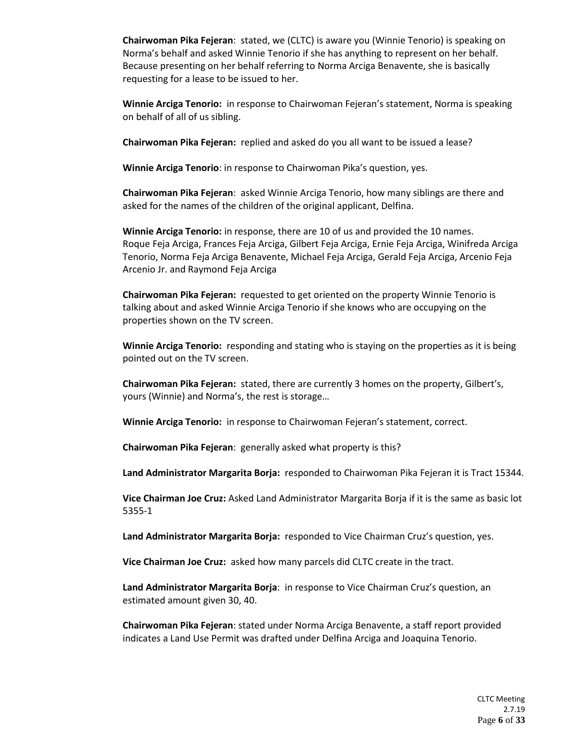**Chairwoman Pika Fejeran**: stated, we (CLTC) is aware you (Winnie Tenorio) is speaking on Norma's behalf and asked Winnie Tenorio if she has anything to represent on her behalf. Because presenting on her behalf referring to Norma Arciga Benavente, she is basically requesting for a lease to be issued to her.

**Winnie Arciga Tenorio:** in response to Chairwoman Fejeran's statement, Norma is speaking on behalf of all of us sibling.

**Chairwoman Pika Fejeran:** replied and asked do you all want to be issued a lease?

**Winnie Arciga Tenorio**: in response to Chairwoman Pika's question, yes.

**Chairwoman Pika Fejeran**: asked Winnie Arciga Tenorio, how many siblings are there and asked for the names of the children of the original applicant, Delfina.

**Winnie Arciga Tenorio:** in response, there are 10 of us and provided the 10 names. Roque Feja Arciga, Frances Feja Arciga, Gilbert Feja Arciga, Ernie Feja Arciga, Winifreda Arciga Tenorio, Norma Feja Arciga Benavente, Michael Feja Arciga, Gerald Feja Arciga, Arcenio Feja Arcenio Jr. and Raymond Feja Arciga

**Chairwoman Pika Fejeran:** requested to get oriented on the property Winnie Tenorio is talking about and asked Winnie Arciga Tenorio if she knows who are occupying on the properties shown on the TV screen.

**Winnie Arciga Tenorio:** responding and stating who is staying on the properties as it is being pointed out on the TV screen.

**Chairwoman Pika Fejeran:** stated, there are currently 3 homes on the property, Gilbert's, yours (Winnie) and Norma's, the rest is storage…

**Winnie Arciga Tenorio:** in response to Chairwoman Fejeran's statement, correct.

**Chairwoman Pika Fejeran**: generally asked what property is this?

**Land Administrator Margarita Borja:** responded to Chairwoman Pika Fejeran it is Tract 15344.

**Vice Chairman Joe Cruz:** Asked Land Administrator Margarita Borja if it is the same as basic lot 5355-1

**Land Administrator Margarita Borja:** responded to Vice Chairman Cruz's question, yes.

**Vice Chairman Joe Cruz:** asked how many parcels did CLTC create in the tract.

**Land Administrator Margarita Borja**: in response to Vice Chairman Cruz's question, an estimated amount given 30, 40.

**Chairwoman Pika Fejeran**: stated under Norma Arciga Benavente, a staff report provided indicates a Land Use Permit was drafted under Delfina Arciga and Joaquina Tenorio.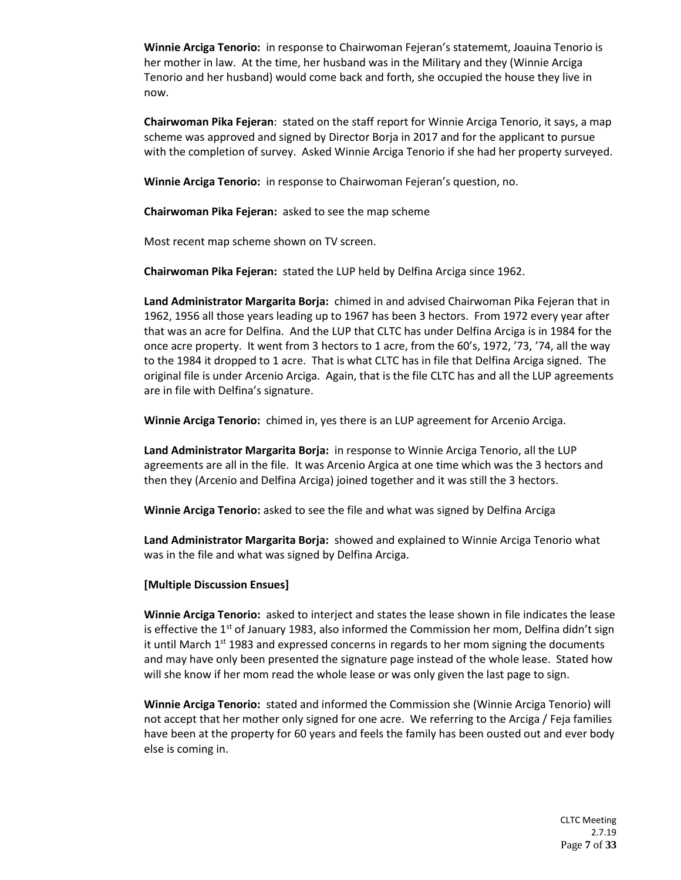**Winnie Arciga Tenorio:** in response to Chairwoman Fejeran's statememt, Joauina Tenorio is her mother in law. At the time, her husband was in the Military and they (Winnie Arciga Tenorio and her husband) would come back and forth, she occupied the house they live in now.

**Chairwoman Pika Fejeran**: stated on the staff report for Winnie Arciga Tenorio, it says, a map scheme was approved and signed by Director Borja in 2017 and for the applicant to pursue with the completion of survey. Asked Winnie Arciga Tenorio if she had her property surveyed.

**Winnie Arciga Tenorio:** in response to Chairwoman Fejeran's question, no.

**Chairwoman Pika Fejeran:** asked to see the map scheme

Most recent map scheme shown on TV screen.

**Chairwoman Pika Fejeran:** stated the LUP held by Delfina Arciga since 1962.

**Land Administrator Margarita Borja:** chimed in and advised Chairwoman Pika Fejeran that in 1962, 1956 all those years leading up to 1967 has been 3 hectors. From 1972 every year after that was an acre for Delfina. And the LUP that CLTC has under Delfina Arciga is in 1984 for the once acre property. It went from 3 hectors to 1 acre, from the 60's, 1972, '73, '74, all the way to the 1984 it dropped to 1 acre. That is what CLTC has in file that Delfina Arciga signed. The original file is under Arcenio Arciga. Again, that is the file CLTC has and all the LUP agreements are in file with Delfina's signature.

**Winnie Arciga Tenorio:** chimed in, yes there is an LUP agreement for Arcenio Arciga.

**Land Administrator Margarita Borja:** in response to Winnie Arciga Tenorio, all the LUP agreements are all in the file. It was Arcenio Argica at one time which was the 3 hectors and then they (Arcenio and Delfina Arciga) joined together and it was still the 3 hectors.

**Winnie Arciga Tenorio:** asked to see the file and what was signed by Delfina Arciga

**Land Administrator Margarita Borja:** showed and explained to Winnie Arciga Tenorio what was in the file and what was signed by Delfina Arciga.

**[Multiple Discussion Ensues]**

**Winnie Arciga Tenorio:** asked to interject and states the lease shown in file indicates the lease is effective the 1st of January 1983, also informed the Commission her mom, Delfina didn't sign it until March 1st 1983 and expressed concerns in regards to her mom signing the documents and may have only been presented the signature page instead of the whole lease. Stated how will she know if her mom read the whole lease or was only given the last page to sign.

**Winnie Arciga Tenorio:** stated and informed the Commission she (Winnie Arciga Tenorio) will not accept that her mother only signed for one acre. We referring to the Arciga / Feja families have been at the property for 60 years and feels the family has been ousted out and ever body else is coming in.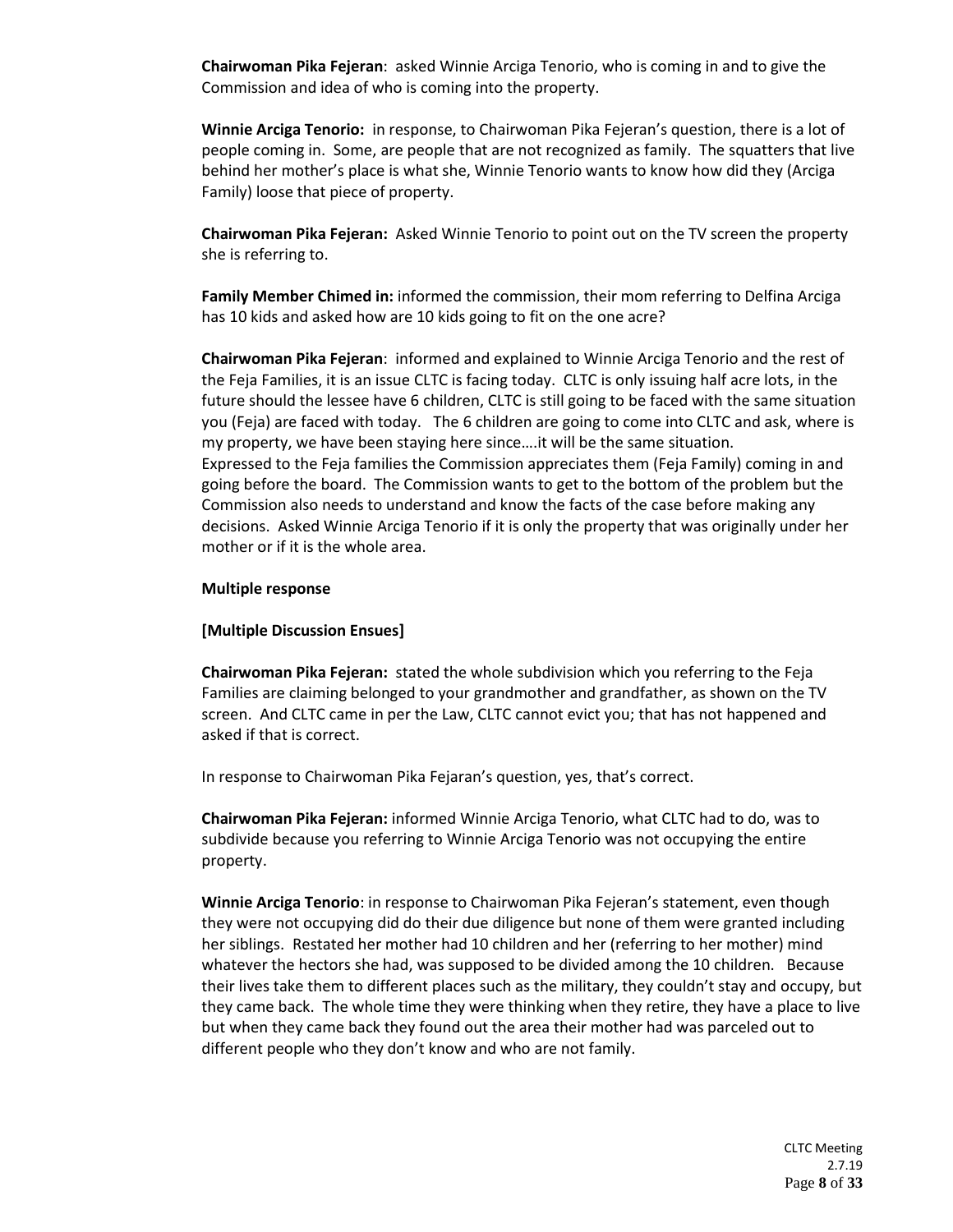**Chairwoman Pika Fejeran**: asked Winnie Arciga Tenorio, who is coming in and to give the Commission and idea of who is coming into the property.

**Winnie Arciga Tenorio:** in response, to Chairwoman Pika Fejeran's question, there is a lot of people coming in. Some, are people that are not recognized as family. The squatters that live behind her mother's place is what she, Winnie Tenorio wants to know how did they (Arciga Family) loose that piece of property.

**Chairwoman Pika Fejeran:** Asked Winnie Tenorio to point out on the TV screen the property she is referring to.

**Family Member Chimed in:** informed the commission, their mom referring to Delfina Arciga has 10 kids and asked how are 10 kids going to fit on the one acre?

**Chairwoman Pika Fejeran**: informed and explained to Winnie Arciga Tenorio and the rest of the Feja Families, it is an issue CLTC is facing today. CLTC is only issuing half acre lots, in the future should the lessee have 6 children, CLTC is still going to be faced with the same situation you (Feja) are faced with today. The 6 children are going to come into CLTC and ask, where is my property, we have been staying here since….it will be the same situation.
Expressed to the Feja families the Commission appreciates them (Feja Family) coming in and going before the board. The Commission wants to get to the bottom of the problem but the Commission also needs to understand and know the facts of the case before making any decisions. Asked Winnie Arciga Tenorio if it is only the property that was originally under her mother or if it is the whole area.

**Multiple response**

**[Multiple Discussion Ensues]**

**Chairwoman Pika Fejeran:** stated the whole subdivision which you referring to the Feja Families are claiming belonged to your grandmother and grandfather, as shown on the TV screen. And CLTC came in per the Law, CLTC cannot evict you; that has not happened and asked if that is correct.

In response to Chairwoman Pika Fejaran's question, yes, that's correct.

**Chairwoman Pika Fejeran:** informed Winnie Arciga Tenorio, what CLTC had to do, was to subdivide because you referring to Winnie Arciga Tenorio was not occupying the entire property.

**Winnie Arciga Tenorio**: in response to Chairwoman Pika Fejeran's statement, even though they were not occupying did do their due diligence but none of them were granted including her siblings. Restated her mother had 10 children and her (referring to her mother) mind whatever the hectors she had, was supposed to be divided among the 10 children. Because their lives take them to different places such as the military, they couldn't stay and occupy, but they came back. The whole time they were thinking when they retire, they have a place to live but when they came back they found out the area their mother had was parceled out to different people who they don't know and who are not family.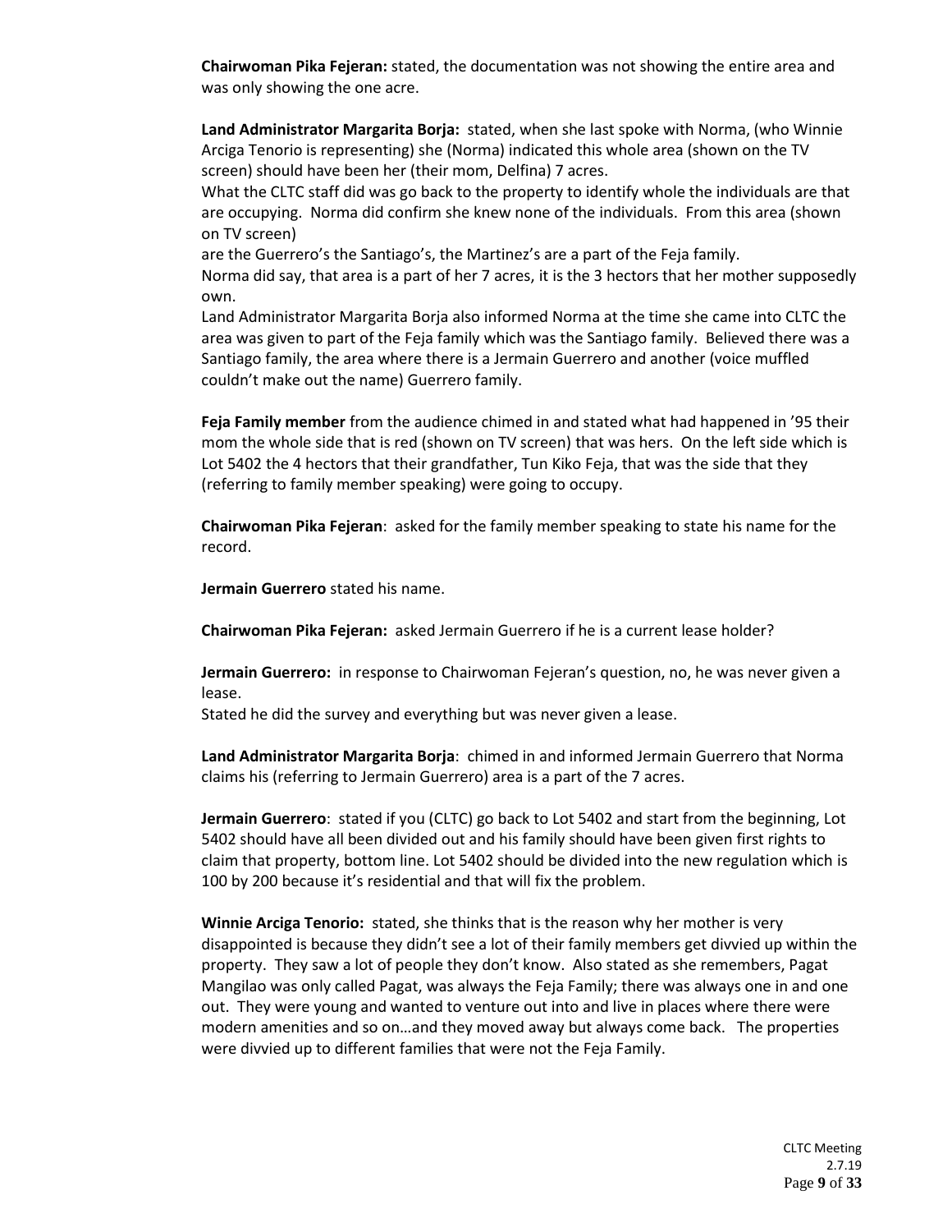**Chairwoman Pika Fejeran:** stated, the documentation was not showing the entire area and was only showing the one acre.

**Land Administrator Margarita Borja:** stated, when she last spoke with Norma, (who Winnie Arciga Tenorio is representing) she (Norma) indicated this whole area (shown on the TV screen) should have been her (their mom, Delfina) 7 acres.
What the CLTC staff did was go back to the property to identify whole the individuals are that are occupying. Norma did confirm she knew none of the individuals. From this area (shown on TV screen)
are the Guerrero's the Santiago's, the Martinez's are a part of the Feja family.
Norma did say, that area is a part of her 7 acres, it is the 3 hectors that her mother supposedly own.
Land Administrator Margarita Borja also informed Norma at the time she came into CLTC the area was given to part of the Feja family which was the Santiago family. Believed there was a Santiago family, the area where there is a Jermain Guerrero and another (voice muffled couldn't make out the name) Guerrero family.

**Feja Family member** from the audience chimed in and stated what had happened in '95 their mom the whole side that is red (shown on TV screen) that was hers. On the left side which is Lot 5402 the 4 hectors that their grandfather, Tun Kiko Feja, that was the side that they (referring to family member speaking) were going to occupy.

**Chairwoman Pika Fejeran**: asked for the family member speaking to state his name for the record.

**Jermain Guerrero** stated his name.

**Chairwoman Pika Fejeran:** asked Jermain Guerrero if he is a current lease holder?

**Jermain Guerrero:** in response to Chairwoman Fejeran's question, no, he was never given a lease.
Stated he did the survey and everything but was never given a lease.

**Land Administrator Margarita Borja**: chimed in and informed Jermain Guerrero that Norma claims his (referring to Jermain Guerrero) area is a part of the 7 acres.

**Jermain Guerrero**: stated if you (CLTC) go back to Lot 5402 and start from the beginning, Lot 5402 should have all been divided out and his family should have been given first rights to claim that property, bottom line. Lot 5402 should be divided into the new regulation which is 100 by 200 because it's residential and that will fix the problem.

**Winnie Arciga Tenorio:** stated, she thinks that is the reason why her mother is very disappointed is because they didn't see a lot of their family members get divvied up within the property. They saw a lot of people they don't know. Also stated as she remembers, Pagat Mangilao was only called Pagat, was always the Feja Family; there was always one in and one out. They were young and wanted to venture out into and live in places where there were modern amenities and so on…and they moved away but always come back. The properties were divvied up to different families that were not the Feja Family.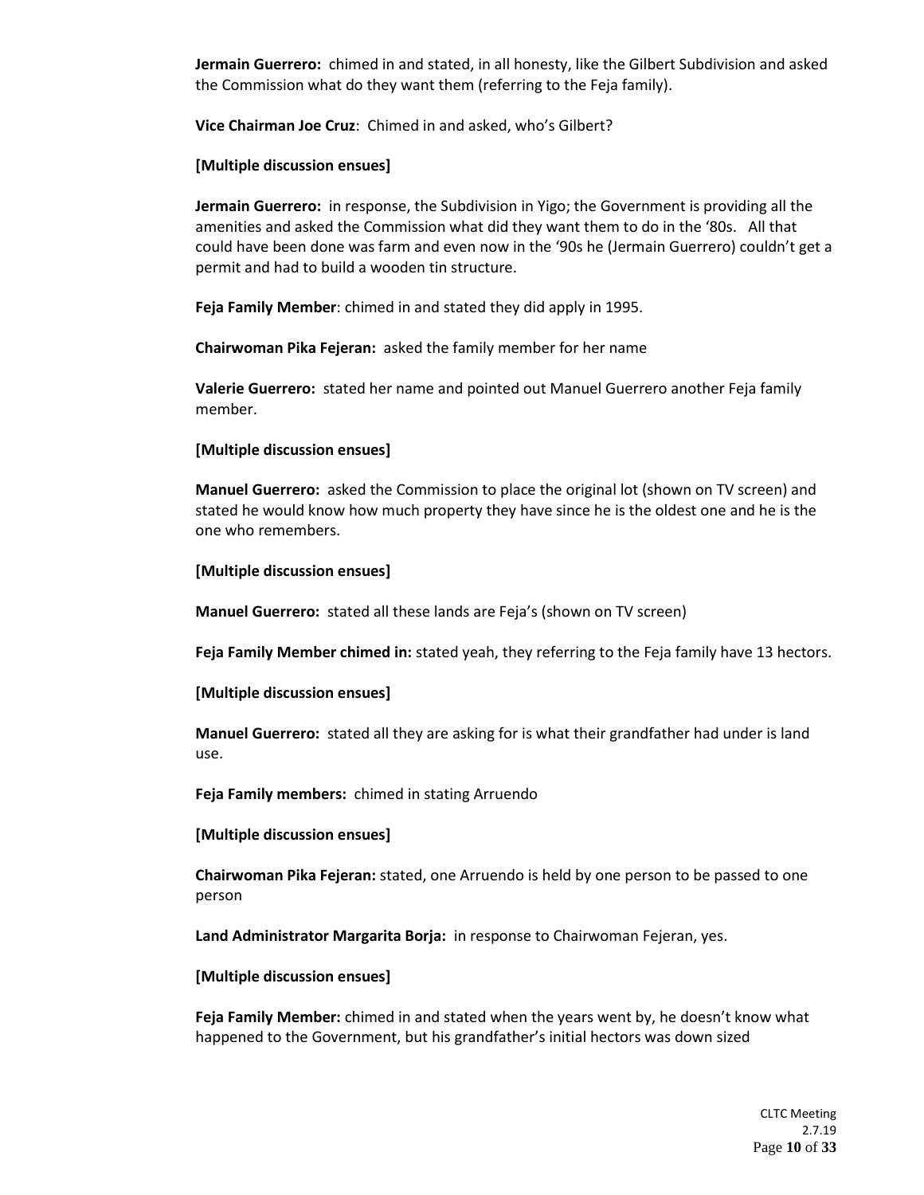**Jermain Guerrero:** chimed in and stated, in all honesty, like the Gilbert Subdivision and asked the Commission what do they want them (referring to the Feja family).

**Vice Chairman Joe Cruz**: Chimed in and asked, who's Gilbert?

**[Multiple discussion ensues]**

**Jermain Guerrero:** in response, the Subdivision in Yigo; the Government is providing all the amenities and asked the Commission what did they want them to do in the '80s. All that could have been done was farm and even now in the '90s he (Jermain Guerrero) couldn't get a permit and had to build a wooden tin structure.

**Feja Family Member**: chimed in and stated they did apply in 1995.

**Chairwoman Pika Fejeran:** asked the family member for her name

**Valerie Guerrero:** stated her name and pointed out Manuel Guerrero another Feja family member.

**[Multiple discussion ensues]**

**Manuel Guerrero:** asked the Commission to place the original lot (shown on TV screen) and stated he would know how much property they have since he is the oldest one and he is the one who remembers.

**[Multiple discussion ensues]**

**Manuel Guerrero:** stated all these lands are Feja's (shown on TV screen)

**Feja Family Member chimed in:** stated yeah, they referring to the Feja family have 13 hectors.

**[Multiple discussion ensues]**

**Manuel Guerrero:** stated all they are asking for is what their grandfather had under is land use.

**Feja Family members:** chimed in stating Arruendo

**[Multiple discussion ensues]**

**Chairwoman Pika Fejeran:** stated, one Arruendo is held by one person to be passed to one person

**Land Administrator Margarita Borja:** in response to Chairwoman Fejeran, yes.

**[Multiple discussion ensues]**

**Feja Family Member:** chimed in and stated when the years went by, he doesn't know what happened to the Government, but his grandfather's initial hectors was down sized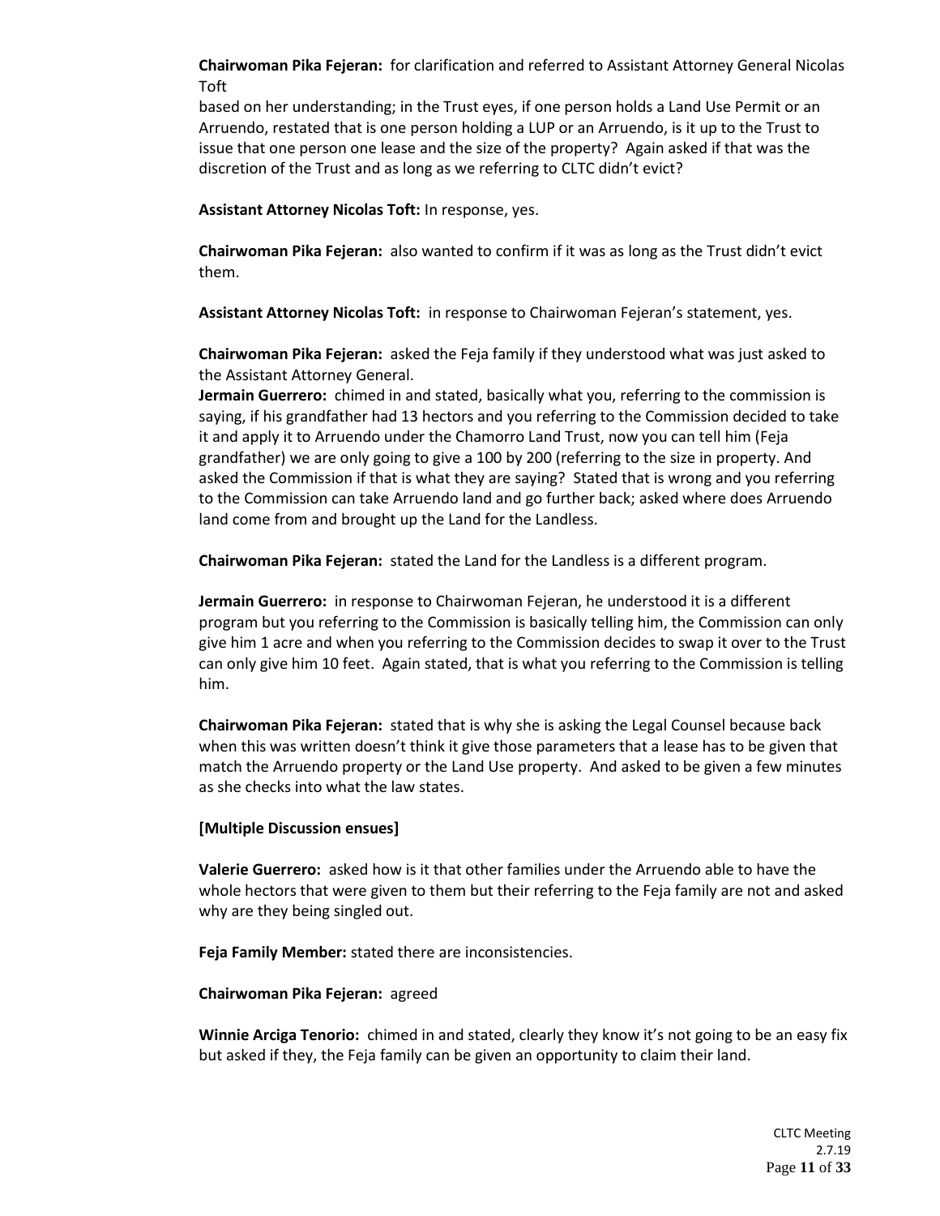**Chairwoman Pika Fejeran:** for clarification and referred to Assistant Attorney General Nicolas Toft based on her understanding; in the Trust eyes, if one person holds a Land Use Permit or an Arruendo, restated that is one person holding a LUP or an Arruendo, is it up to the Trust to issue that one person one lease and the size of the property? Again asked if that was the discretion of the Trust and as long as we referring to CLTC didn't evict?

**Assistant Attorney Nicolas Toft:** In response, yes.

**Chairwoman Pika Fejeran:** also wanted to confirm if it was as long as the Trust didn't evict them.

**Assistant Attorney Nicolas Toft:** in response to Chairwoman Fejeran's statement, yes.

**Chairwoman Pika Fejeran:** asked the Feja family if they understood what was just asked to the Assistant Attorney General.

**Jermain Guerrero:** chimed in and stated, basically what you, referring to the commission is saying, if his grandfather had 13 hectors and you referring to the Commission decided to take it and apply it to Arruendo under the Chamorro Land Trust, now you can tell him (Feja grandfather) we are only going to give a 100 by 200 (referring to the size in property. And asked the Commission if that is what they are saying? Stated that is wrong and you referring to the Commission can take Arruendo land and go further back; asked where does Arruendo land come from and brought up the Land for the Landless.

**Chairwoman Pika Fejeran:** stated the Land for the Landless is a different program.

**Jermain Guerrero:** in response to Chairwoman Fejeran, he understood it is a different program but you referring to the Commission is basically telling him, the Commission can only give him 1 acre and when you referring to the Commission decides to swap it over to the Trust can only give him 10 feet. Again stated, that is what you referring to the Commission is telling him.

**Chairwoman Pika Fejeran:** stated that is why she is asking the Legal Counsel because back when this was written doesn't think it give those parameters that a lease has to be given that match the Arruendo property or the Land Use property. And asked to be given a few minutes as she checks into what the law states.

**[Multiple Discussion ensues]**

**Valerie Guerrero:** asked how is it that other families under the Arruendo able to have the whole hectors that were given to them but their referring to the Feja family are not and asked why are they being singled out.

**Feja Family Member:** stated there are inconsistencies.

**Chairwoman Pika Fejeran:** agreed

**Winnie Arciga Tenorio:** chimed in and stated, clearly they know it's not going to be an easy fix but asked if they, the Feja family can be given an opportunity to claim their land.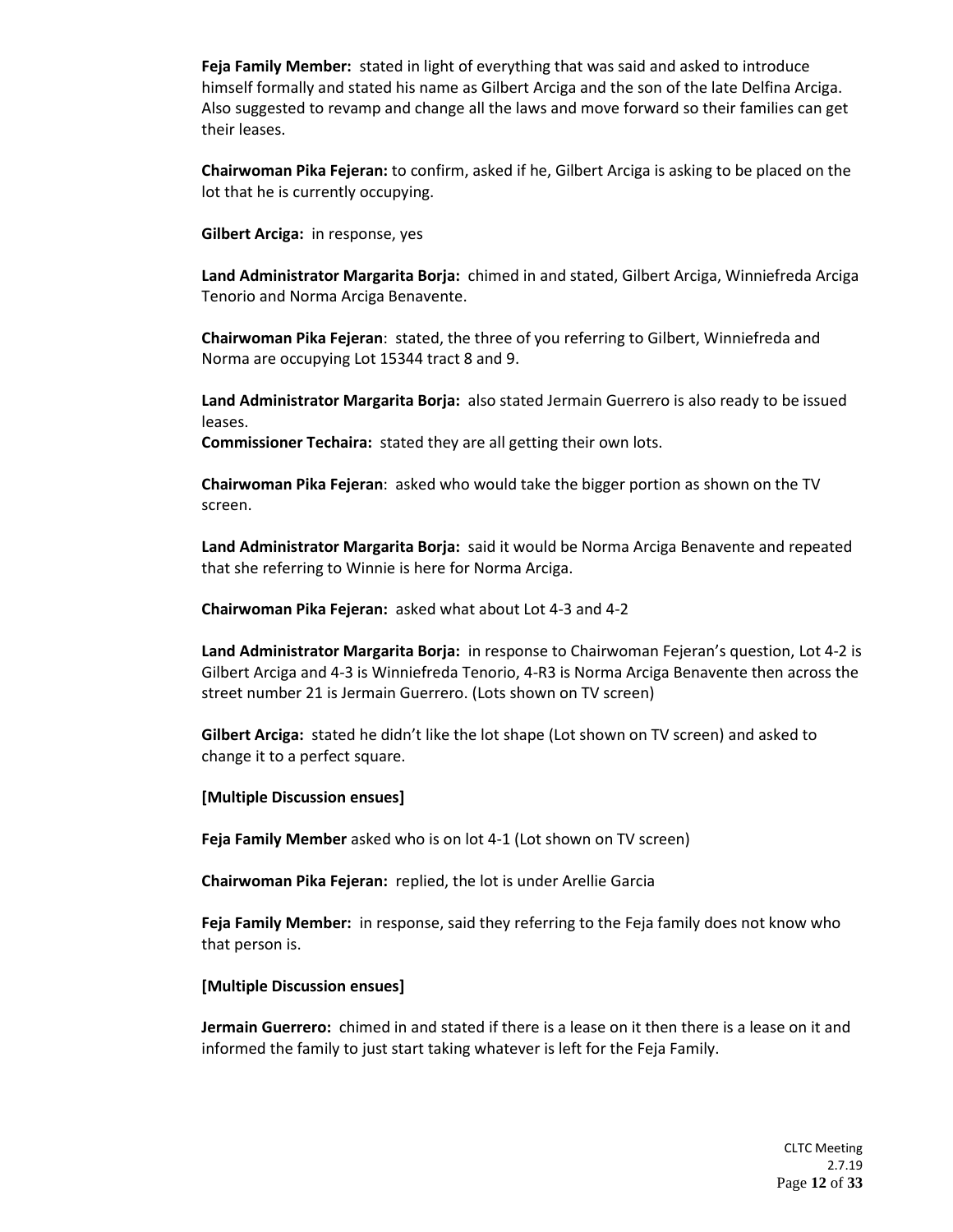**Feja Family Member:** stated in light of everything that was said and asked to introduce himself formally and stated his name as Gilbert Arciga and the son of the late Delfina Arciga. Also suggested to revamp and change all the laws and move forward so their families can get their leases.

**Chairwoman Pika Fejeran:** to confirm, asked if he, Gilbert Arciga is asking to be placed on the lot that he is currently occupying.

**Gilbert Arciga:** in response, yes

**Land Administrator Margarita Borja:** chimed in and stated, Gilbert Arciga, Winniefreda Arciga Tenorio and Norma Arciga Benavente.

**Chairwoman Pika Fejeran**: stated, the three of you referring to Gilbert, Winniefreda and Norma are occupying Lot 15344 tract 8 and 9.

**Land Administrator Margarita Borja:** also stated Jermain Guerrero is also ready to be issued leases.

**Commissioner Techaira:** stated they are all getting their own lots.

**Chairwoman Pika Fejeran**: asked who would take the bigger portion as shown on the TV screen.

**Land Administrator Margarita Borja:** said it would be Norma Arciga Benavente and repeated that she referring to Winnie is here for Norma Arciga.

**Chairwoman Pika Fejeran:** asked what about Lot 4-3 and 4-2

**Land Administrator Margarita Borja:** in response to Chairwoman Fejeran's question, Lot 4-2 is Gilbert Arciga and 4-3 is Winniefreda Tenorio, 4-R3 is Norma Arciga Benavente then across the street number 21 is Jermain Guerrero. (Lots shown on TV screen)

**Gilbert Arciga:** stated he didn't like the lot shape (Lot shown on TV screen) and asked to change it to a perfect square.

**[Multiple Discussion ensues]**

**Feja Family Member** asked who is on lot 4-1 (Lot shown on TV screen)

**Chairwoman Pika Fejeran:** replied, the lot is under Arellie Garcia

**Feja Family Member:** in response, said they referring to the Feja family does not know who that person is.

**[Multiple Discussion ensues]**

**Jermain Guerrero:** chimed in and stated if there is a lease on it then there is a lease on it and informed the family to just start taking whatever is left for the Feja Family.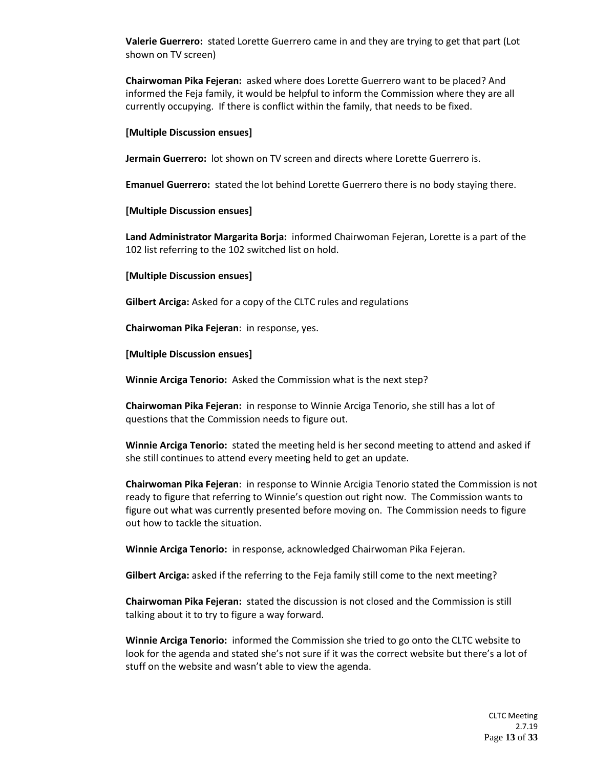**Valerie Guerrero:** stated Lorette Guerrero came in and they are trying to get that part (Lot shown on TV screen)

**Chairwoman Pika Fejeran:** asked where does Lorette Guerrero want to be placed? And informed the Feja family, it would be helpful to inform the Commission where they are all currently occupying. If there is conflict within the family, that needs to be fixed.

**[Multiple Discussion ensues]**

**Jermain Guerrero:** lot shown on TV screen and directs where Lorette Guerrero is.

**Emanuel Guerrero:** stated the lot behind Lorette Guerrero there is no body staying there.

**[Multiple Discussion ensues]**

**Land Administrator Margarita Borja:** informed Chairwoman Fejeran, Lorette is a part of the 102 list referring to the 102 switched list on hold.

**[Multiple Discussion ensues]**

**Gilbert Arciga:** Asked for a copy of the CLTC rules and regulations

**Chairwoman Pika Fejeran**: in response, yes.

**[Multiple Discussion ensues]**

**Winnie Arciga Tenorio:** Asked the Commission what is the next step?

**Chairwoman Pika Fejeran:** in response to Winnie Arciga Tenorio, she still has a lot of questions that the Commission needs to figure out.

**Winnie Arciga Tenorio:** stated the meeting held is her second meeting to attend and asked if she still continues to attend every meeting held to get an update.

**Chairwoman Pika Fejeran**: in response to Winnie Arcigia Tenorio stated the Commission is not ready to figure that referring to Winnie's question out right now. The Commission wants to figure out what was currently presented before moving on. The Commission needs to figure out how to tackle the situation.

**Winnie Arciga Tenorio:** in response, acknowledged Chairwoman Pika Fejeran.

**Gilbert Arciga:** asked if the referring to the Feja family still come to the next meeting?

**Chairwoman Pika Fejeran:** stated the discussion is not closed and the Commission is still talking about it to try to figure a way forward.

**Winnie Arciga Tenorio:** informed the Commission she tried to go onto the CLTC website to look for the agenda and stated she's not sure if it was the correct website but there's a lot of stuff on the website and wasn't able to view the agenda.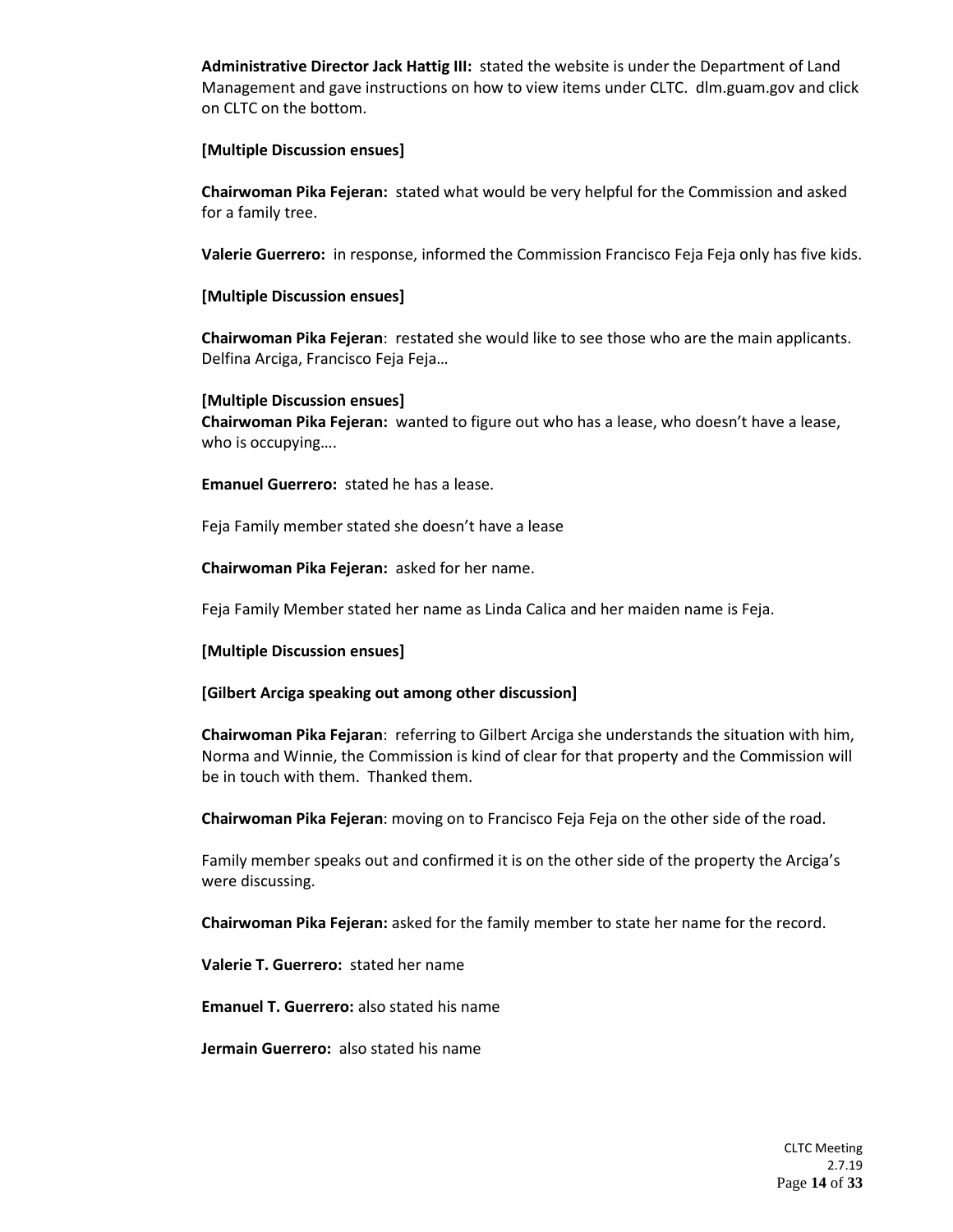**Administrative Director Jack Hattig III:** stated the website is under the Department of Land Management and gave instructions on how to view items under CLTC. dlm.guam.gov and click on CLTC on the bottom.

**[Multiple Discussion ensues]**

**Chairwoman Pika Fejeran:** stated what would be very helpful for the Commission and asked for a family tree.

**Valerie Guerrero:** in response, informed the Commission Francisco Feja Feja only has five kids.

**[Multiple Discussion ensues]**

**Chairwoman Pika Fejeran**: restated she would like to see those who are the main applicants. Delfina Arciga, Francisco Feja Feja…

**[Multiple Discussion ensues]**

**Chairwoman Pika Fejeran:** wanted to figure out who has a lease, who doesn't have a lease, who is occupying….

**Emanuel Guerrero:** stated he has a lease.

Feja Family member stated she doesn't have a lease

**Chairwoman Pika Fejeran:** asked for her name.

Feja Family Member stated her name as Linda Calica and her maiden name is Feja.

**[Multiple Discussion ensues]**

**[Gilbert Arciga speaking out among other discussion]**

**Chairwoman Pika Fejaran**: referring to Gilbert Arciga she understands the situation with him, Norma and Winnie, the Commission is kind of clear for that property and the Commission will be in touch with them. Thanked them.

**Chairwoman Pika Fejeran**: moving on to Francisco Feja Feja on the other side of the road.

Family member speaks out and confirmed it is on the other side of the property the Arciga's were discussing.

**Chairwoman Pika Fejeran:** asked for the family member to state her name for the record.

**Valerie T. Guerrero:** stated her name

**Emanuel T. Guerrero:** also stated his name

**Jermain Guerrero:** also stated his name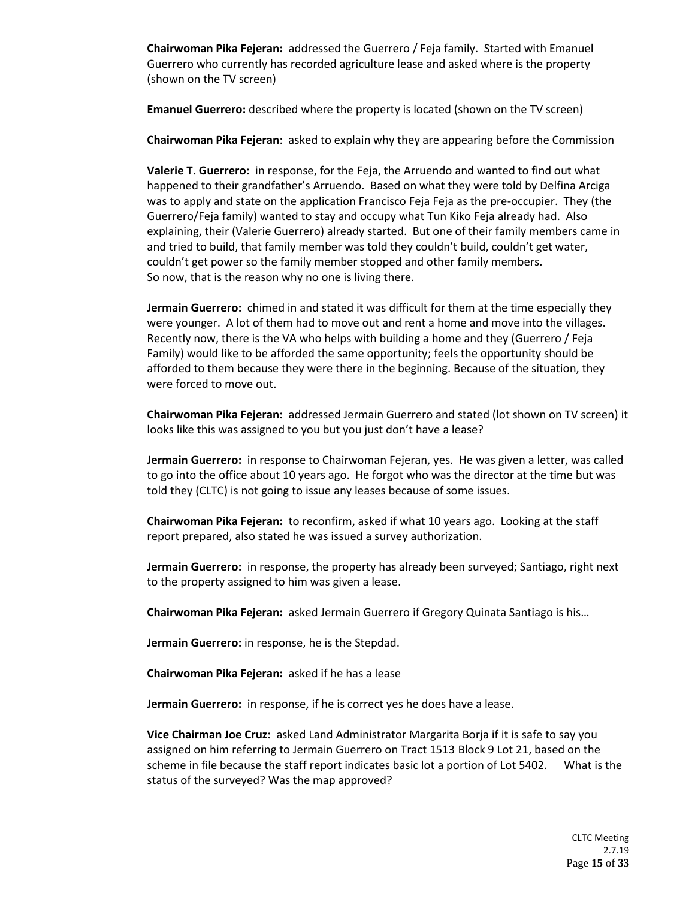**Chairwoman Pika Fejeran:** addressed the Guerrero / Feja family. Started with Emanuel Guerrero who currently has recorded agriculture lease and asked where is the property (shown on the TV screen)

**Emanuel Guerrero:** described where the property is located (shown on the TV screen)

**Chairwoman Pika Fejeran**: asked to explain why they are appearing before the Commission

**Valerie T. Guerrero:** in response, for the Feja, the Arruendo and wanted to find out what happened to their grandfather's Arruendo. Based on what they were told by Delfina Arciga was to apply and state on the application Francisco Feja Feja as the pre-occupier. They (the Guerrero/Feja family) wanted to stay and occupy what Tun Kiko Feja already had. Also explaining, their (Valerie Guerrero) already started. But one of their family members came in and tried to build, that family member was told they couldn't build, couldn't get water, couldn't get power so the family member stopped and other family members. So now, that is the reason why no one is living there.

**Jermain Guerrero:** chimed in and stated it was difficult for them at the time especially they were younger. A lot of them had to move out and rent a home and move into the villages. Recently now, there is the VA who helps with building a home and they (Guerrero / Feja Family) would like to be afforded the same opportunity; feels the opportunity should be afforded to them because they were there in the beginning. Because of the situation, they were forced to move out.

**Chairwoman Pika Fejeran:** addressed Jermain Guerrero and stated (lot shown on TV screen) it looks like this was assigned to you but you just don't have a lease?

**Jermain Guerrero:** in response to Chairwoman Fejeran, yes. He was given a letter, was called to go into the office about 10 years ago. He forgot who was the director at the time but was told they (CLTC) is not going to issue any leases because of some issues.

**Chairwoman Pika Fejeran:** to reconfirm, asked if what 10 years ago. Looking at the staff report prepared, also stated he was issued a survey authorization.

**Jermain Guerrero:** in response, the property has already been surveyed; Santiago, right next to the property assigned to him was given a lease.

**Chairwoman Pika Fejeran:** asked Jermain Guerrero if Gregory Quinata Santiago is his…

**Jermain Guerrero:** in response, he is the Stepdad.

**Chairwoman Pika Fejeran:** asked if he has a lease

**Jermain Guerrero:** in response, if he is correct yes he does have a lease.

**Vice Chairman Joe Cruz:** asked Land Administrator Margarita Borja if it is safe to say you assigned on him referring to Jermain Guerrero on Tract 1513 Block 9 Lot 21, based on the scheme in file because the staff report indicates basic lot a portion of Lot 5402. What is the status of the surveyed? Was the map approved?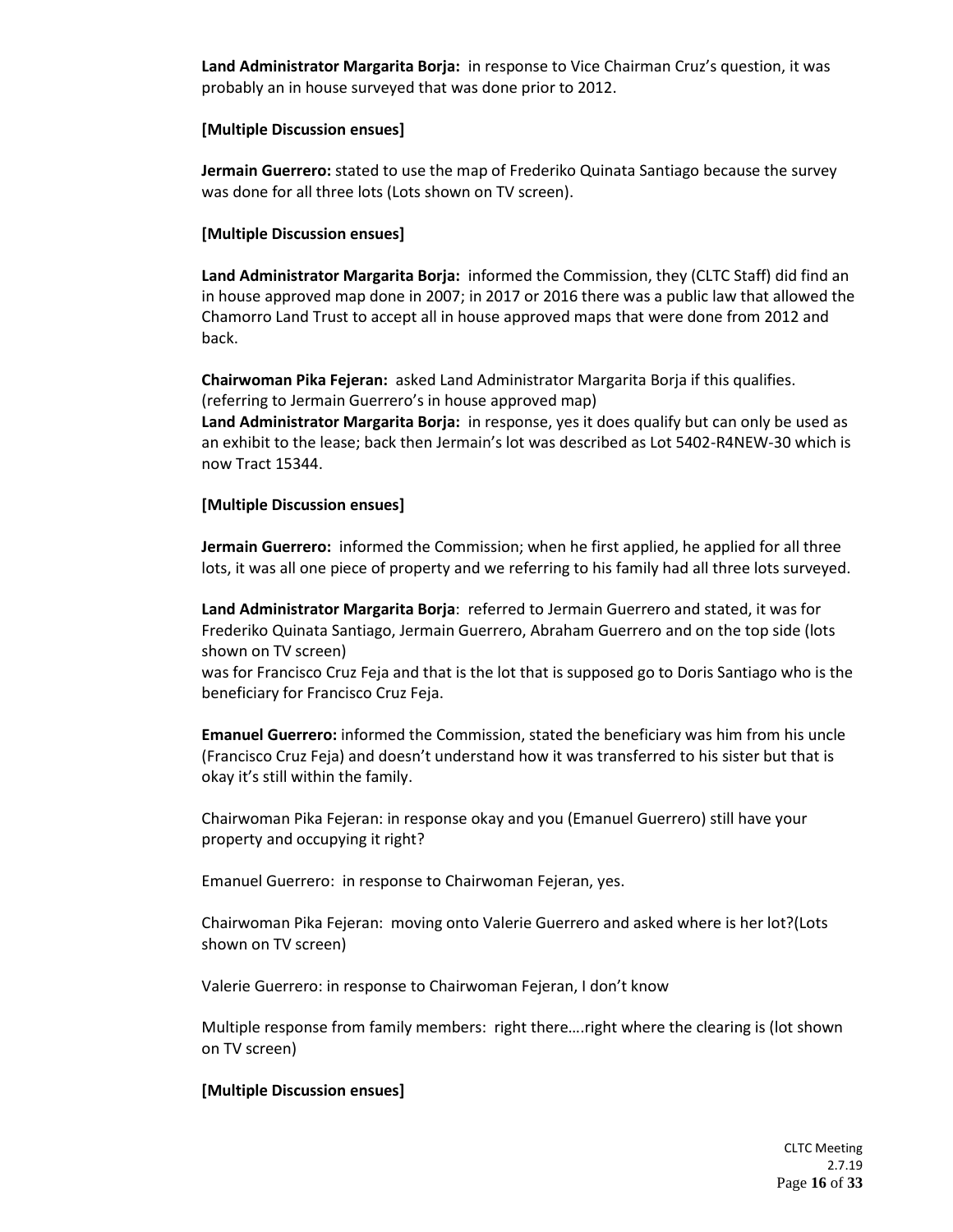**Land Administrator Margarita Borja:** in response to Vice Chairman Cruz's question, it was probably an in house surveyed that was done prior to 2012.

**[Multiple Discussion ensues]**

**Jermain Guerrero:** stated to use the map of Frederiko Quinata Santiago because the survey was done for all three lots (Lots shown on TV screen).

**[Multiple Discussion ensues]**

**Land Administrator Margarita Borja:** informed the Commission, they (CLTC Staff) did find an in house approved map done in 2007; in 2017 or 2016 there was a public law that allowed the Chamorro Land Trust to accept all in house approved maps that were done from 2012 and back.

**Chairwoman Pika Fejeran:** asked Land Administrator Margarita Borja if this qualifies. (referring to Jermain Guerrero's in house approved map)
**Land Administrator Margarita Borja:** in response, yes it does qualify but can only be used as an exhibit to the lease; back then Jermain's lot was described as Lot 5402-R4NEW-30 which is now Tract 15344.

**[Multiple Discussion ensues]**

**Jermain Guerrero:** informed the Commission; when he first applied, he applied for all three lots, it was all one piece of property and we referring to his family had all three lots surveyed.

**Land Administrator Margarita Borja**: referred to Jermain Guerrero and stated, it was for Frederiko Quinata Santiago, Jermain Guerrero, Abraham Guerrero and on the top side (lots shown on TV screen)
was for Francisco Cruz Feja and that is the lot that is supposed go to Doris Santiago who is the beneficiary for Francisco Cruz Feja.

**Emanuel Guerrero:** informed the Commission, stated the beneficiary was him from his uncle (Francisco Cruz Feja) and doesn't understand how it was transferred to his sister but that is okay it's still within the family.

Chairwoman Pika Fejeran: in response okay and you (Emanuel Guerrero) still have your property and occupying it right?

Emanuel Guerrero: in response to Chairwoman Fejeran, yes.

Chairwoman Pika Fejeran: moving onto Valerie Guerrero and asked where is her lot?(Lots shown on TV screen)

Valerie Guerrero: in response to Chairwoman Fejeran, I don't know

Multiple response from family members: right there….right where the clearing is (lot shown on TV screen)

**[Multiple Discussion ensues]**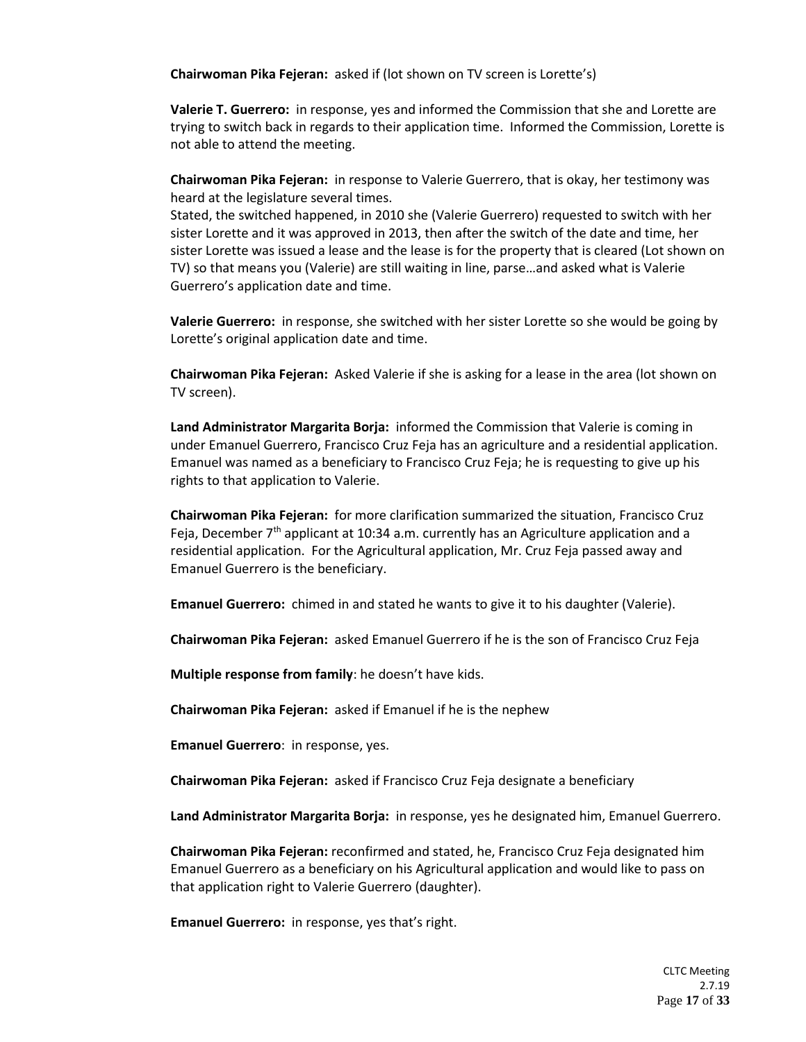**Chairwoman Pika Fejeran:** asked if (lot shown on TV screen is Lorette's)

**Valerie T. Guerrero:** in response, yes and informed the Commission that she and Lorette are trying to switch back in regards to their application time. Informed the Commission, Lorette is not able to attend the meeting.

**Chairwoman Pika Fejeran:** in response to Valerie Guerrero, that is okay, her testimony was heard at the legislature several times.
Stated, the switched happened, in 2010 she (Valerie Guerrero) requested to switch with her sister Lorette and it was approved in 2013, then after the switch of the date and time, her sister Lorette was issued a lease and the lease is for the property that is cleared (Lot shown on TV) so that means you (Valerie) are still waiting in line, parse…and asked what is Valerie Guerrero's application date and time.

**Valerie Guerrero:** in response, she switched with her sister Lorette so she would be going by Lorette's original application date and time.

**Chairwoman Pika Fejeran:** Asked Valerie if she is asking for a lease in the area (lot shown on TV screen).

**Land Administrator Margarita Borja:** informed the Commission that Valerie is coming in under Emanuel Guerrero, Francisco Cruz Feja has an agriculture and a residential application. Emanuel was named as a beneficiary to Francisco Cruz Feja; he is requesting to give up his rights to that application to Valerie.

**Chairwoman Pika Fejeran:** for more clarification summarized the situation, Francisco Cruz Feja, December 7th applicant at 10:34 a.m. currently has an Agriculture application and a residential application. For the Agricultural application, Mr. Cruz Feja passed away and Emanuel Guerrero is the beneficiary.

**Emanuel Guerrero:** chimed in and stated he wants to give it to his daughter (Valerie).

**Chairwoman Pika Fejeran:** asked Emanuel Guerrero if he is the son of Francisco Cruz Feja

**Multiple response from family**: he doesn't have kids.

**Chairwoman Pika Fejeran:** asked if Emanuel if he is the nephew

**Emanuel Guerrero**: in response, yes.

**Chairwoman Pika Fejeran:** asked if Francisco Cruz Feja designate a beneficiary

**Land Administrator Margarita Borja:** in response, yes he designated him, Emanuel Guerrero.

**Chairwoman Pika Fejeran:** reconfirmed and stated, he, Francisco Cruz Feja designated him Emanuel Guerrero as a beneficiary on his Agricultural application and would like to pass on that application right to Valerie Guerrero (daughter).

**Emanuel Guerrero:** in response, yes that's right.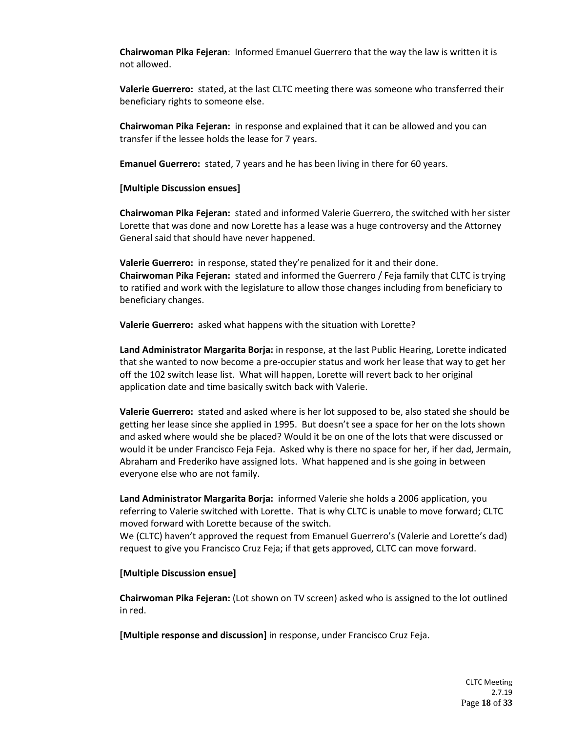**Chairwoman Pika Fejeran**: Informed Emanuel Guerrero that the way the law is written it is not allowed.

**Valerie Guerrero:** stated, at the last CLTC meeting there was someone who transferred their beneficiary rights to someone else.

**Chairwoman Pika Fejeran:** in response and explained that it can be allowed and you can transfer if the lessee holds the lease for 7 years.

**Emanuel Guerrero:** stated, 7 years and he has been living in there for 60 years.

**[Multiple Discussion ensues]**

**Chairwoman Pika Fejeran:** stated and informed Valerie Guerrero, the switched with her sister Lorette that was done and now Lorette has a lease was a huge controversy and the Attorney General said that should have never happened.

**Valerie Guerrero:** in response, stated they're penalized for it and their done.
**Chairwoman Pika Fejeran:** stated and informed the Guerrero / Feja family that CLTC is trying to ratified and work with the legislature to allow those changes including from beneficiary to beneficiary changes.

**Valerie Guerrero:** asked what happens with the situation with Lorette?

**Land Administrator Margarita Borja:** in response, at the last Public Hearing, Lorette indicated that she wanted to now become a pre-occupier status and work her lease that way to get her off the 102 switch lease list. What will happen, Lorette will revert back to her original application date and time basically switch back with Valerie.

**Valerie Guerrero:** stated and asked where is her lot supposed to be, also stated she should be getting her lease since she applied in 1995. But doesn't see a space for her on the lots shown and asked where would she be placed? Would it be on one of the lots that were discussed or would it be under Francisco Feja Feja. Asked why is there no space for her, if her dad, Jermain, Abraham and Frederiko have assigned lots. What happened and is she going in between everyone else who are not family.

**Land Administrator Margarita Borja:** informed Valerie she holds a 2006 application, you referring to Valerie switched with Lorette. That is why CLTC is unable to move forward; CLTC moved forward with Lorette because of the switch.
We (CLTC) haven't approved the request from Emanuel Guerrero's (Valerie and Lorette's dad) request to give you Francisco Cruz Feja; if that gets approved, CLTC can move forward.

**[Multiple Discussion ensue]**

**Chairwoman Pika Fejeran:** (Lot shown on TV screen) asked who is assigned to the lot outlined in red.

**[Multiple response and discussion]** in response, under Francisco Cruz Feja.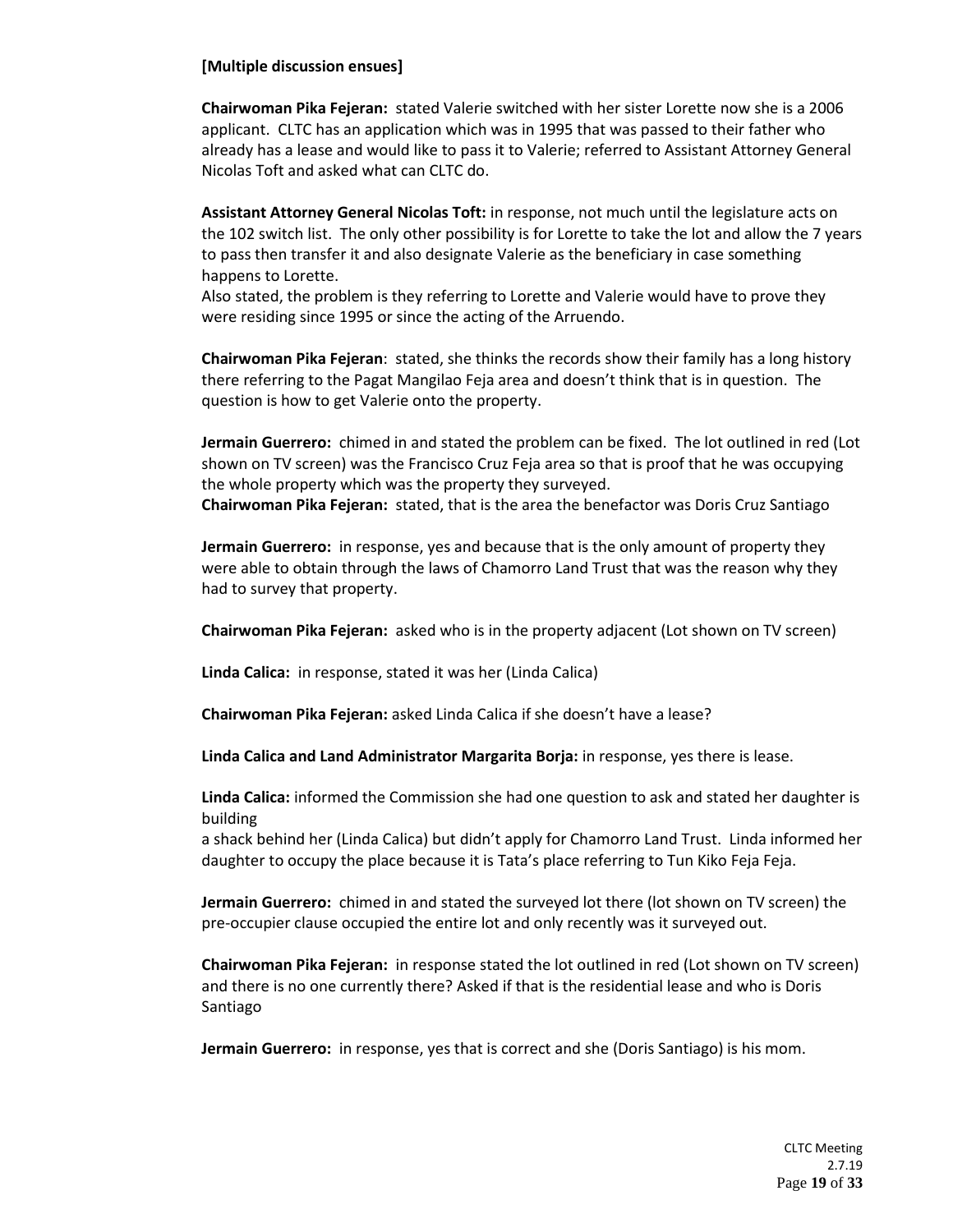**[Multiple discussion ensues]**

**Chairwoman Pika Fejeran:** stated Valerie switched with her sister Lorette now she is a 2006 applicant. CLTC has an application which was in 1995 that was passed to their father who already has a lease and would like to pass it to Valerie; referred to Assistant Attorney General Nicolas Toft and asked what can CLTC do.

**Assistant Attorney General Nicolas Toft:** in response, not much until the legislature acts on the 102 switch list. The only other possibility is for Lorette to take the lot and allow the 7 years to pass then transfer it and also designate Valerie as the beneficiary in case something happens to Lorette.
Also stated, the problem is they referring to Lorette and Valerie would have to prove they were residing since 1995 or since the acting of the Arruendo.

**Chairwoman Pika Fejeran**: stated, she thinks the records show their family has a long history there referring to the Pagat Mangilao Feja area and doesn't think that is in question. The question is how to get Valerie onto the property.

**Jermain Guerrero:** chimed in and stated the problem can be fixed. The lot outlined in red (Lot shown on TV screen) was the Francisco Cruz Feja area so that is proof that he was occupying the whole property which was the property they surveyed.
**Chairwoman Pika Fejeran:** stated, that is the area the benefactor was Doris Cruz Santiago

**Jermain Guerrero:** in response, yes and because that is the only amount of property they were able to obtain through the laws of Chamorro Land Trust that was the reason why they had to survey that property.

**Chairwoman Pika Fejeran:** asked who is in the property adjacent (Lot shown on TV screen)

**Linda Calica:** in response, stated it was her (Linda Calica)

**Chairwoman Pika Fejeran:** asked Linda Calica if she doesn't have a lease?

**Linda Calica and Land Administrator Margarita Borja:** in response, yes there is lease.

**Linda Calica:** informed the Commission she had one question to ask and stated her daughter is building
a shack behind her (Linda Calica) but didn't apply for Chamorro Land Trust. Linda informed her daughter to occupy the place because it is Tata's place referring to Tun Kiko Feja Feja.

**Jermain Guerrero:** chimed in and stated the surveyed lot there (lot shown on TV screen) the pre-occupier clause occupied the entire lot and only recently was it surveyed out.

**Chairwoman Pika Fejeran:** in response stated the lot outlined in red (Lot shown on TV screen) and there is no one currently there? Asked if that is the residential lease and who is Doris Santiago

**Jermain Guerrero:** in response, yes that is correct and she (Doris Santiago) is his mom.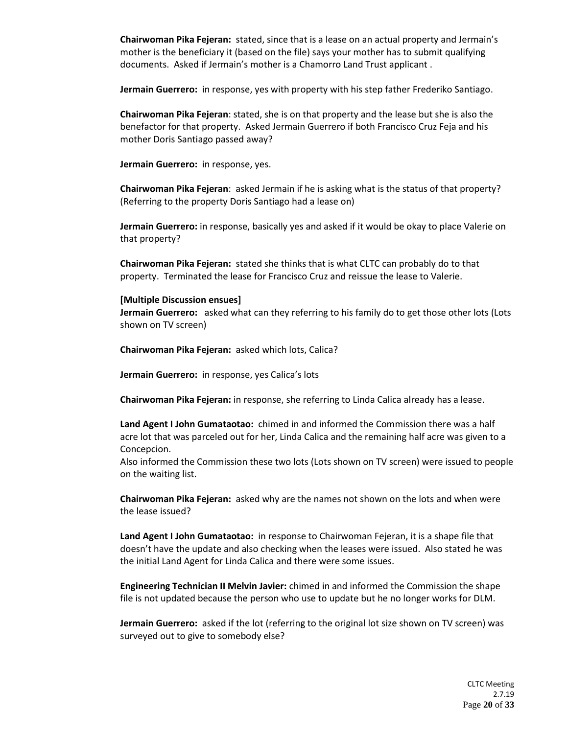**Chairwoman Pika Fejeran:** stated, since that is a lease on an actual property and Jermain's mother is the beneficiary it (based on the file) says your mother has to submit qualifying documents. Asked if Jermain's mother is a Chamorro Land Trust applicant .

**Jermain Guerrero:** in response, yes with property with his step father Frederiko Santiago.

**Chairwoman Pika Fejeran**: stated, she is on that property and the lease but she is also the benefactor for that property. Asked Jermain Guerrero if both Francisco Cruz Feja and his mother Doris Santiago passed away?

**Jermain Guerrero:** in response, yes.

**Chairwoman Pika Fejeran**: asked Jermain if he is asking what is the status of that property? (Referring to the property Doris Santiago had a lease on)

**Jermain Guerrero:** in response, basically yes and asked if it would be okay to place Valerie on that property?

**Chairwoman Pika Fejeran:** stated she thinks that is what CLTC can probably do to that property. Terminated the lease for Francisco Cruz and reissue the lease to Valerie.

**[Multiple Discussion ensues]**
**Jermain Guerrero:** asked what can they referring to his family do to get those other lots (Lots shown on TV screen)

**Chairwoman Pika Fejeran:** asked which lots, Calica?

**Jermain Guerrero:** in response, yes Calica's lots

**Chairwoman Pika Fejeran:** in response, she referring to Linda Calica already has a lease.

**Land Agent I John Gumataotao:** chimed in and informed the Commission there was a half acre lot that was parceled out for her, Linda Calica and the remaining half acre was given to a Concepcion.
Also informed the Commission these two lots (Lots shown on TV screen) were issued to people on the waiting list.

**Chairwoman Pika Fejeran:** asked why are the names not shown on the lots and when were the lease issued?

**Land Agent I John Gumataotao:** in response to Chairwoman Fejeran, it is a shape file that doesn't have the update and also checking when the leases were issued. Also stated he was the initial Land Agent for Linda Calica and there were some issues.

**Engineering Technician II Melvin Javier:** chimed in and informed the Commission the shape file is not updated because the person who use to update but he no longer works for DLM.

**Jermain Guerrero:** asked if the lot (referring to the original lot size shown on TV screen) was surveyed out to give to somebody else?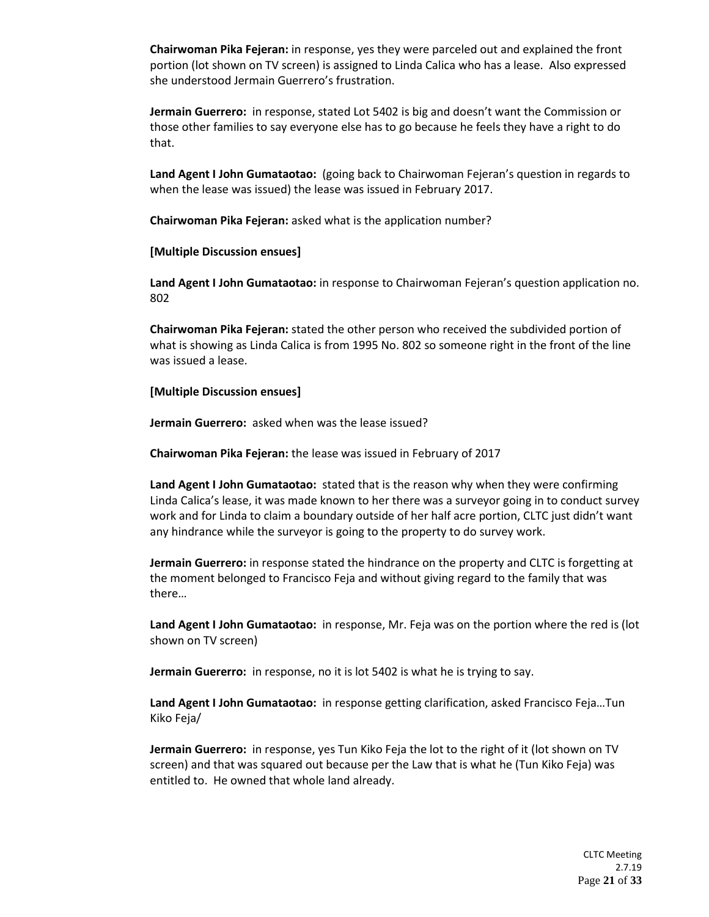**Chairwoman Pika Fejeran:** in response, yes they were parceled out and explained the front portion (lot shown on TV screen) is assigned to Linda Calica who has a lease. Also expressed she understood Jermain Guerrero's frustration.

**Jermain Guerrero:** in response, stated Lot 5402 is big and doesn't want the Commission or those other families to say everyone else has to go because he feels they have a right to do that.

**Land Agent I John Gumataotao:** (going back to Chairwoman Fejeran's question in regards to when the lease was issued) the lease was issued in February 2017.

**Chairwoman Pika Fejeran:** asked what is the application number?

**[Multiple Discussion ensues]**

**Land Agent I John Gumataotao:** in response to Chairwoman Fejeran's question application no. 802

**Chairwoman Pika Fejeran:** stated the other person who received the subdivided portion of what is showing as Linda Calica is from 1995 No. 802 so someone right in the front of the line was issued a lease.

**[Multiple Discussion ensues]**

**Jermain Guerrero:** asked when was the lease issued?

**Chairwoman Pika Fejeran:** the lease was issued in February of 2017

**Land Agent I John Gumataotao:** stated that is the reason why when they were confirming Linda Calica's lease, it was made known to her there was a surveyor going in to conduct survey work and for Linda to claim a boundary outside of her half acre portion, CLTC just didn't want any hindrance while the surveyor is going to the property to do survey work.

**Jermain Guerrero:** in response stated the hindrance on the property and CLTC is forgetting at the moment belonged to Francisco Feja and without giving regard to the family that was there…

**Land Agent I John Gumataotao:** in response, Mr. Feja was on the portion where the red is (lot shown on TV screen)

**Jermain Guererro:** in response, no it is lot 5402 is what he is trying to say.

**Land Agent I John Gumataotao:** in response getting clarification, asked Francisco Feja…Tun Kiko Feja/

**Jermain Guerrero:** in response, yes Tun Kiko Feja the lot to the right of it (lot shown on TV screen) and that was squared out because per the Law that is what he (Tun Kiko Feja) was entitled to. He owned that whole land already.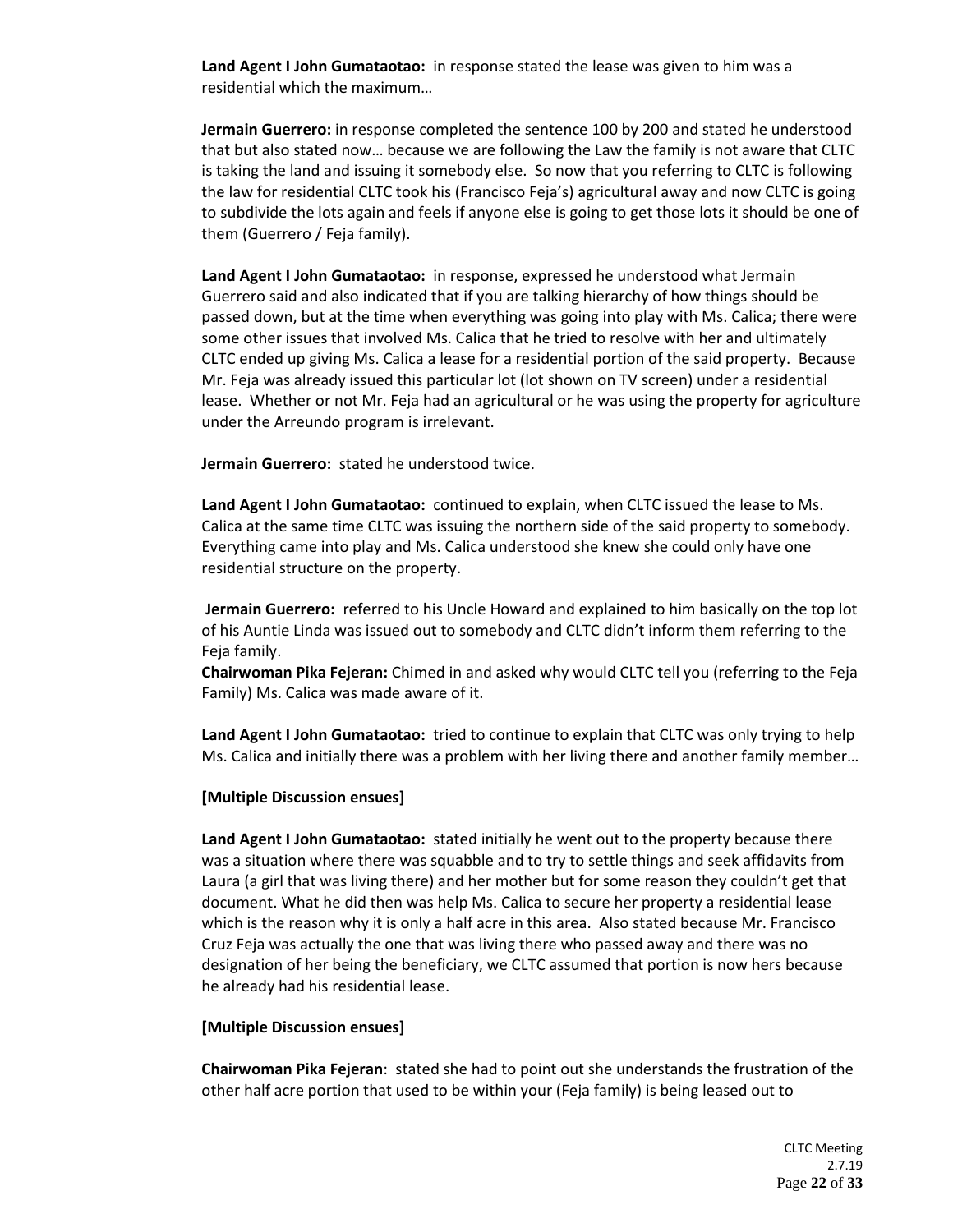**Land Agent I John Gumataotao:** in response stated the lease was given to him was a residential which the maximum…

**Jermain Guerrero:** in response completed the sentence 100 by 200 and stated he understood that but also stated now… because we are following the Law the family is not aware that CLTC is taking the land and issuing it somebody else. So now that you referring to CLTC is following the law for residential CLTC took his (Francisco Feja's) agricultural away and now CLTC is going to subdivide the lots again and feels if anyone else is going to get those lots it should be one of them (Guerrero / Feja family).

**Land Agent I John Gumataotao:** in response, expressed he understood what Jermain Guerrero said and also indicated that if you are talking hierarchy of how things should be passed down, but at the time when everything was going into play with Ms. Calica; there were some other issues that involved Ms. Calica that he tried to resolve with her and ultimately CLTC ended up giving Ms. Calica a lease for a residential portion of the said property. Because Mr. Feja was already issued this particular lot (lot shown on TV screen) under a residential lease. Whether or not Mr. Feja had an agricultural or he was using the property for agriculture under the Arreundo program is irrelevant.

**Jermain Guerrero:** stated he understood twice.

**Land Agent I John Gumataotao:** continued to explain, when CLTC issued the lease to Ms. Calica at the same time CLTC was issuing the northern side of the said property to somebody. Everything came into play and Ms. Calica understood she knew she could only have one residential structure on the property.

**Jermain Guerrero:** referred to his Uncle Howard and explained to him basically on the top lot of his Auntie Linda was issued out to somebody and CLTC didn't inform them referring to the Feja family.

**Chairwoman Pika Fejeran:** Chimed in and asked why would CLTC tell you (referring to the Feja Family) Ms. Calica was made aware of it.

**Land Agent I John Gumataotao:** tried to continue to explain that CLTC was only trying to help Ms. Calica and initially there was a problem with her living there and another family member…

**[Multiple Discussion ensues]**

**Land Agent I John Gumataotao:** stated initially he went out to the property because there was a situation where there was squabble and to try to settle things and seek affidavits from Laura (a girl that was living there) and her mother but for some reason they couldn't get that document. What he did then was help Ms. Calica to secure her property a residential lease which is the reason why it is only a half acre in this area. Also stated because Mr. Francisco Cruz Feja was actually the one that was living there who passed away and there was no designation of her being the beneficiary, we CLTC assumed that portion is now hers because he already had his residential lease.

**[Multiple Discussion ensues]**

**Chairwoman Pika Fejeran**: stated she had to point out she understands the frustration of the other half acre portion that used to be within your (Feja family) is being leased out to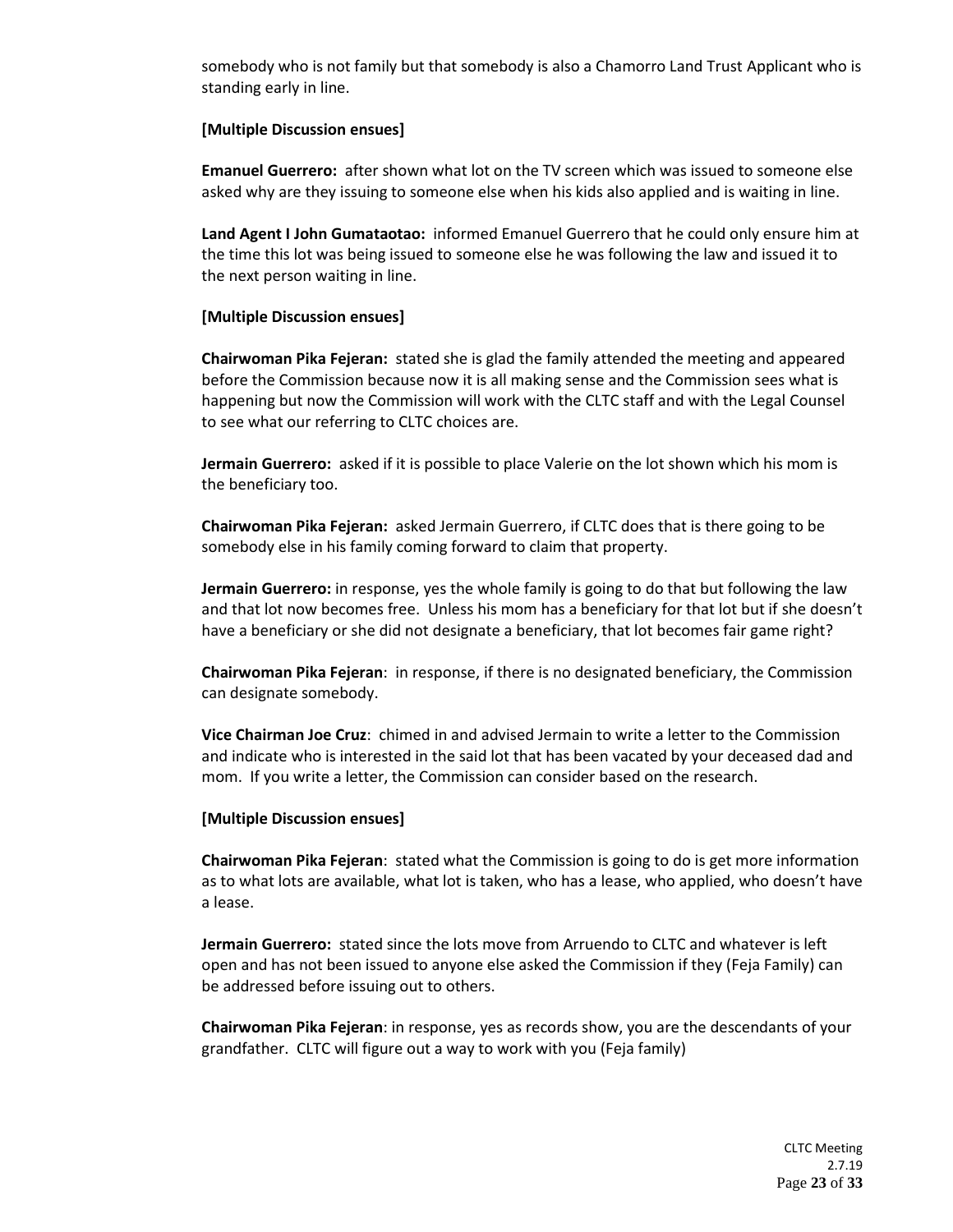somebody who is not family but that somebody is also a Chamorro Land Trust Applicant who is standing early in line.

**[Multiple Discussion ensues]**

**Emanuel Guerrero:** after shown what lot on the TV screen which was issued to someone else asked why are they issuing to someone else when his kids also applied and is waiting in line.

**Land Agent I John Gumataotao:** informed Emanuel Guerrero that he could only ensure him at the time this lot was being issued to someone else he was following the law and issued it to the next person waiting in line.

**[Multiple Discussion ensues]**

**Chairwoman Pika Fejeran:** stated she is glad the family attended the meeting and appeared before the Commission because now it is all making sense and the Commission sees what is happening but now the Commission will work with the CLTC staff and with the Legal Counsel to see what our referring to CLTC choices are.

**Jermain Guerrero:** asked if it is possible to place Valerie on the lot shown which his mom is the beneficiary too.

**Chairwoman Pika Fejeran:** asked Jermain Guerrero, if CLTC does that is there going to be somebody else in his family coming forward to claim that property.

**Jermain Guerrero:** in response, yes the whole family is going to do that but following the law and that lot now becomes free. Unless his mom has a beneficiary for that lot but if she doesn't have a beneficiary or she did not designate a beneficiary, that lot becomes fair game right?

**Chairwoman Pika Fejeran**: in response, if there is no designated beneficiary, the Commission can designate somebody.

**Vice Chairman Joe Cruz**: chimed in and advised Jermain to write a letter to the Commission and indicate who is interested in the said lot that has been vacated by your deceased dad and mom. If you write a letter, the Commission can consider based on the research.

**[Multiple Discussion ensues]**

**Chairwoman Pika Fejeran**: stated what the Commission is going to do is get more information as to what lots are available, what lot is taken, who has a lease, who applied, who doesn't have a lease.

**Jermain Guerrero:** stated since the lots move from Arruendo to CLTC and whatever is left open and has not been issued to anyone else asked the Commission if they (Feja Family) can be addressed before issuing out to others.

**Chairwoman Pika Fejeran**: in response, yes as records show, you are the descendants of your grandfather. CLTC will figure out a way to work with you (Feja family)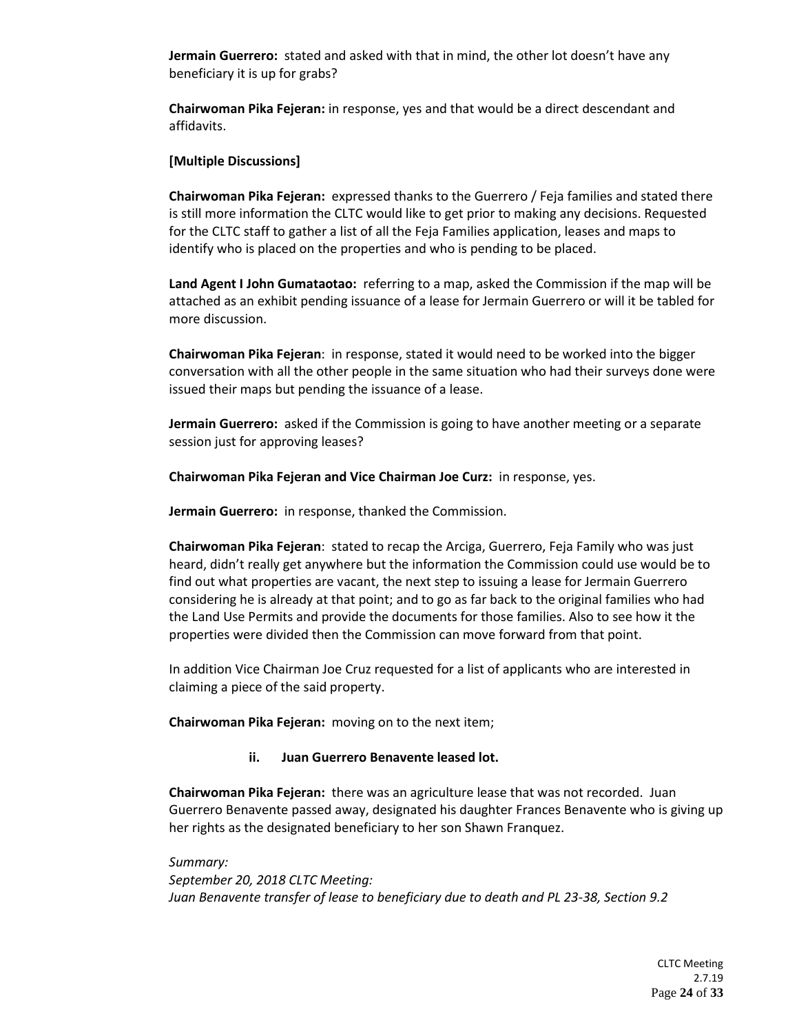**Jermain Guerrero:** stated and asked with that in mind, the other lot doesn't have any beneficiary it is up for grabs?

**Chairwoman Pika Fejeran:** in response, yes and that would be a direct descendant and affidavits.

**[Multiple Discussions]**

**Chairwoman Pika Fejeran:** expressed thanks to the Guerrero / Feja families and stated there is still more information the CLTC would like to get prior to making any decisions. Requested for the CLTC staff to gather a list of all the Feja Families application, leases and maps to identify who is placed on the properties and who is pending to be placed.

**Land Agent I John Gumataotao:** referring to a map, asked the Commission if the map will be attached as an exhibit pending issuance of a lease for Jermain Guerrero or will it be tabled for more discussion.

**Chairwoman Pika Fejeran**: in response, stated it would need to be worked into the bigger conversation with all the other people in the same situation who had their surveys done were issued their maps but pending the issuance of a lease.

**Jermain Guerrero:** asked if the Commission is going to have another meeting or a separate session just for approving leases?

**Chairwoman Pika Fejeran and Vice Chairman Joe Curz:** in response, yes.

**Jermain Guerrero:** in response, thanked the Commission.

**Chairwoman Pika Fejeran**: stated to recap the Arciga, Guerrero, Feja Family who was just heard, didn't really get anywhere but the information the Commission could use would be to find out what properties are vacant, the next step to issuing a lease for Jermain Guerrero considering he is already at that point; and to go as far back to the original families who had the Land Use Permits and provide the documents for those families. Also to see how it the properties were divided then the Commission can move forward from that point.

In addition Vice Chairman Joe Cruz requested for a list of applicants who are interested in claiming a piece of the said property.

**Chairwoman Pika Fejeran:** moving on to the next item;

**ii. Juan Guerrero Benavente leased lot.**

**Chairwoman Pika Fejeran:** there was an agriculture lease that was not recorded. Juan Guerrero Benavente passed away, designated his daughter Frances Benavente who is giving up her rights as the designated beneficiary to her son Shawn Franquez.

*Summary:*
*September 20, 2018 CLTC Meeting:*
*Juan Benavente transfer of lease to beneficiary due to death and PL 23-38, Section 9.2*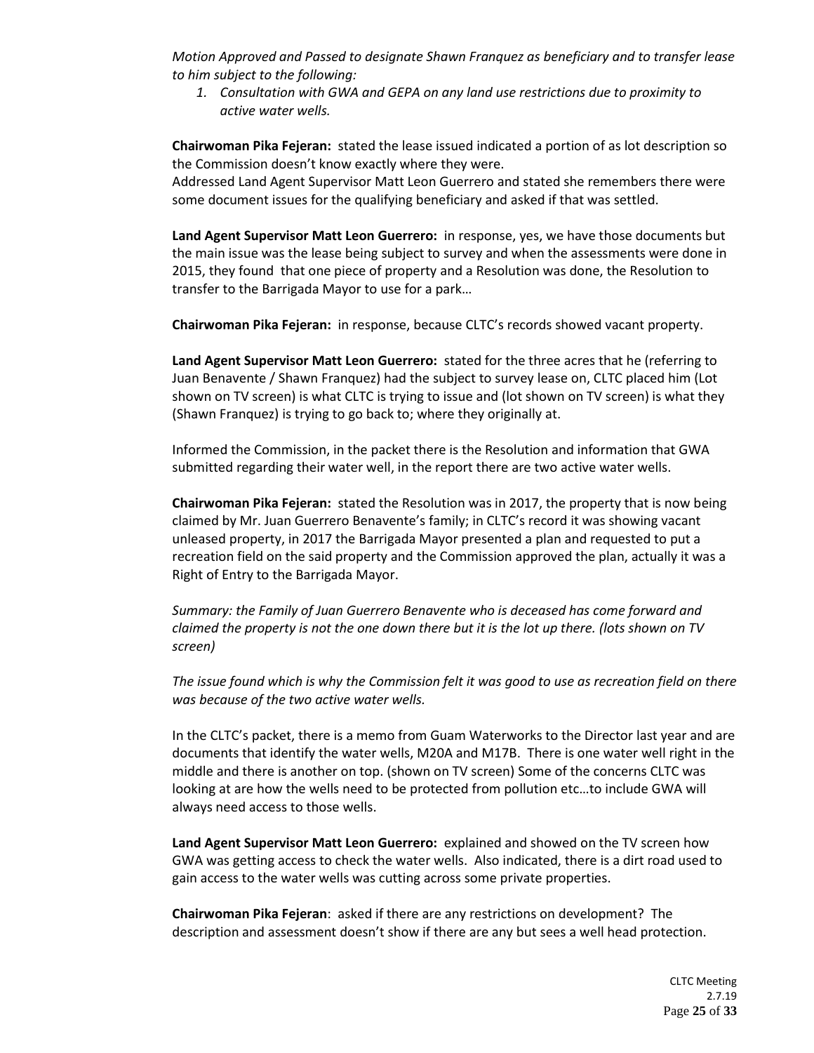*Motion Approved and Passed to designate Shawn Franquez as beneficiary and to transfer lease to him subject to the following:*

1. *Consultation with GWA and GEPA on any land use restrictions due to proximity to active water wells.*

**Chairwoman Pika Fejeran:** stated the lease issued indicated a portion of as lot description so the Commission doesn't know exactly where they were.
Addressed Land Agent Supervisor Matt Leon Guerrero and stated she remembers there were some document issues for the qualifying beneficiary and asked if that was settled.

**Land Agent Supervisor Matt Leon Guerrero:** in response, yes, we have those documents but the main issue was the lease being subject to survey and when the assessments were done in 2015, they found that one piece of property and a Resolution was done, the Resolution to transfer to the Barrigada Mayor to use for a park…

**Chairwoman Pika Fejeran:** in response, because CLTC's records showed vacant property.

**Land Agent Supervisor Matt Leon Guerrero:** stated for the three acres that he (referring to Juan Benavente / Shawn Franquez) had the subject to survey lease on, CLTC placed him (Lot shown on TV screen) is what CLTC is trying to issue and (lot shown on TV screen) is what they (Shawn Franquez) is trying to go back to; where they originally at.

Informed the Commission, in the packet there is the Resolution and information that GWA submitted regarding their water well, in the report there are two active water wells.

**Chairwoman Pika Fejeran:** stated the Resolution was in 2017, the property that is now being claimed by Mr. Juan Guerrero Benavente's family; in CLTC's record it was showing vacant unleased property, in 2017 the Barrigada Mayor presented a plan and requested to put a recreation field on the said property and the Commission approved the plan, actually it was a Right of Entry to the Barrigada Mayor.

*Summary: the Family of Juan Guerrero Benavente who is deceased has come forward and claimed the property is not the one down there but it is the lot up there. (lots shown on TV screen)*

*The issue found which is why the Commission felt it was good to use as recreation field on there was because of the two active water wells.*

In the CLTC's packet, there is a memo from Guam Waterworks to the Director last year and are documents that identify the water wells, M20A and M17B. There is one water well right in the middle and there is another on top. (shown on TV screen) Some of the concerns CLTC was looking at are how the wells need to be protected from pollution etc…to include GWA will always need access to those wells.

**Land Agent Supervisor Matt Leon Guerrero:** explained and showed on the TV screen how GWA was getting access to check the water wells. Also indicated, there is a dirt road used to gain access to the water wells was cutting across some private properties.

**Chairwoman Pika Fejeran**: asked if there are any restrictions on development? The description and assessment doesn't show if there are any but sees a well head protection.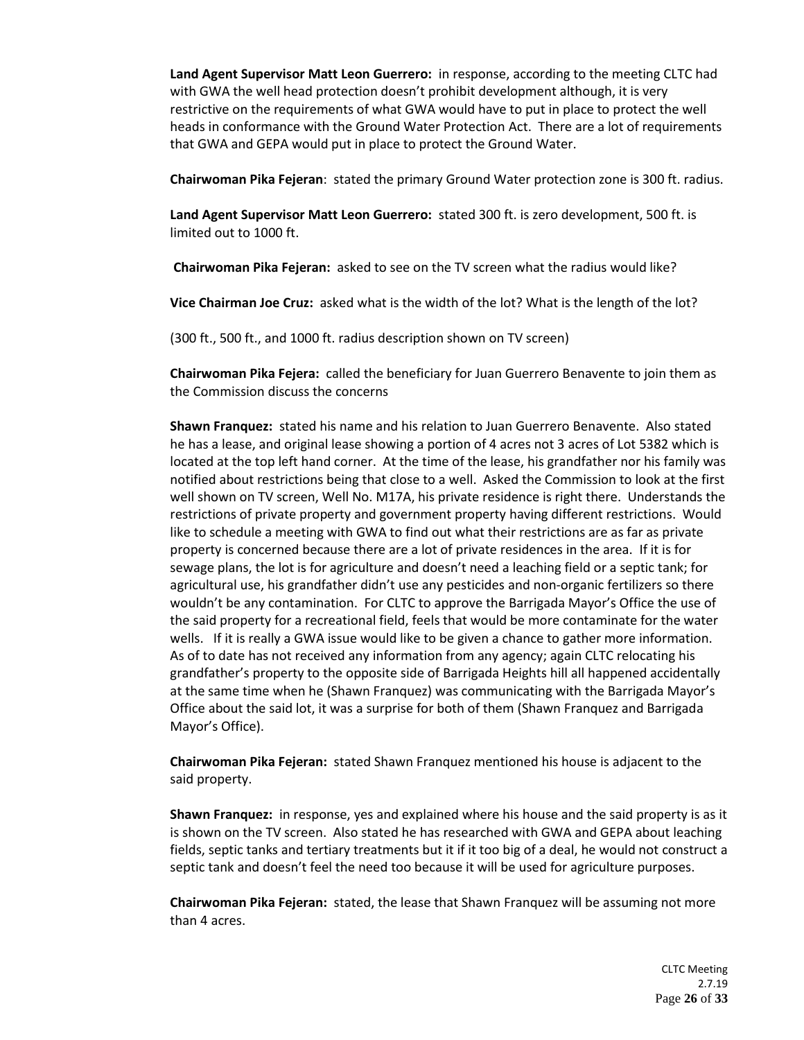**Land Agent Supervisor Matt Leon Guerrero:** in response, according to the meeting CLTC had with GWA the well head protection doesn't prohibit development although, it is very restrictive on the requirements of what GWA would have to put in place to protect the well heads in conformance with the Ground Water Protection Act. There are a lot of requirements that GWA and GEPA would put in place to protect the Ground Water.

**Chairwoman Pika Fejeran**: stated the primary Ground Water protection zone is 300 ft. radius.

**Land Agent Supervisor Matt Leon Guerrero:** stated 300 ft. is zero development, 500 ft. is limited out to 1000 ft.

**Chairwoman Pika Fejeran:** asked to see on the TV screen what the radius would like?

**Vice Chairman Joe Cruz:** asked what is the width of the lot? What is the length of the lot?

(300 ft., 500 ft., and 1000 ft. radius description shown on TV screen)

**Chairwoman Pika Fejera:** called the beneficiary for Juan Guerrero Benavente to join them as the Commission discuss the concerns

**Shawn Franquez:** stated his name and his relation to Juan Guerrero Benavente. Also stated he has a lease, and original lease showing a portion of 4 acres not 3 acres of Lot 5382 which is located at the top left hand corner. At the time of the lease, his grandfather nor his family was notified about restrictions being that close to a well. Asked the Commission to look at the first well shown on TV screen, Well No. M17A, his private residence is right there. Understands the restrictions of private property and government property having different restrictions. Would like to schedule a meeting with GWA to find out what their restrictions are as far as private property is concerned because there are a lot of private residences in the area. If it is for sewage plans, the lot is for agriculture and doesn't need a leaching field or a septic tank; for agricultural use, his grandfather didn't use any pesticides and non-organic fertilizers so there wouldn't be any contamination. For CLTC to approve the Barrigada Mayor's Office the use of the said property for a recreational field, feels that would be more contaminate for the water wells. If it is really a GWA issue would like to be given a chance to gather more information. As of to date has not received any information from any agency; again CLTC relocating his grandfather's property to the opposite side of Barrigada Heights hill all happened accidentally at the same time when he (Shawn Franquez) was communicating with the Barrigada Mayor's Office about the said lot, it was a surprise for both of them (Shawn Franquez and Barrigada Mayor's Office).

**Chairwoman Pika Fejeran:** stated Shawn Franquez mentioned his house is adjacent to the said property.

**Shawn Franquez:** in response, yes and explained where his house and the said property is as it is shown on the TV screen. Also stated he has researched with GWA and GEPA about leaching fields, septic tanks and tertiary treatments but it if it too big of a deal, he would not construct a septic tank and doesn't feel the need too because it will be used for agriculture purposes.

**Chairwoman Pika Fejeran:** stated, the lease that Shawn Franquez will be assuming not more than 4 acres.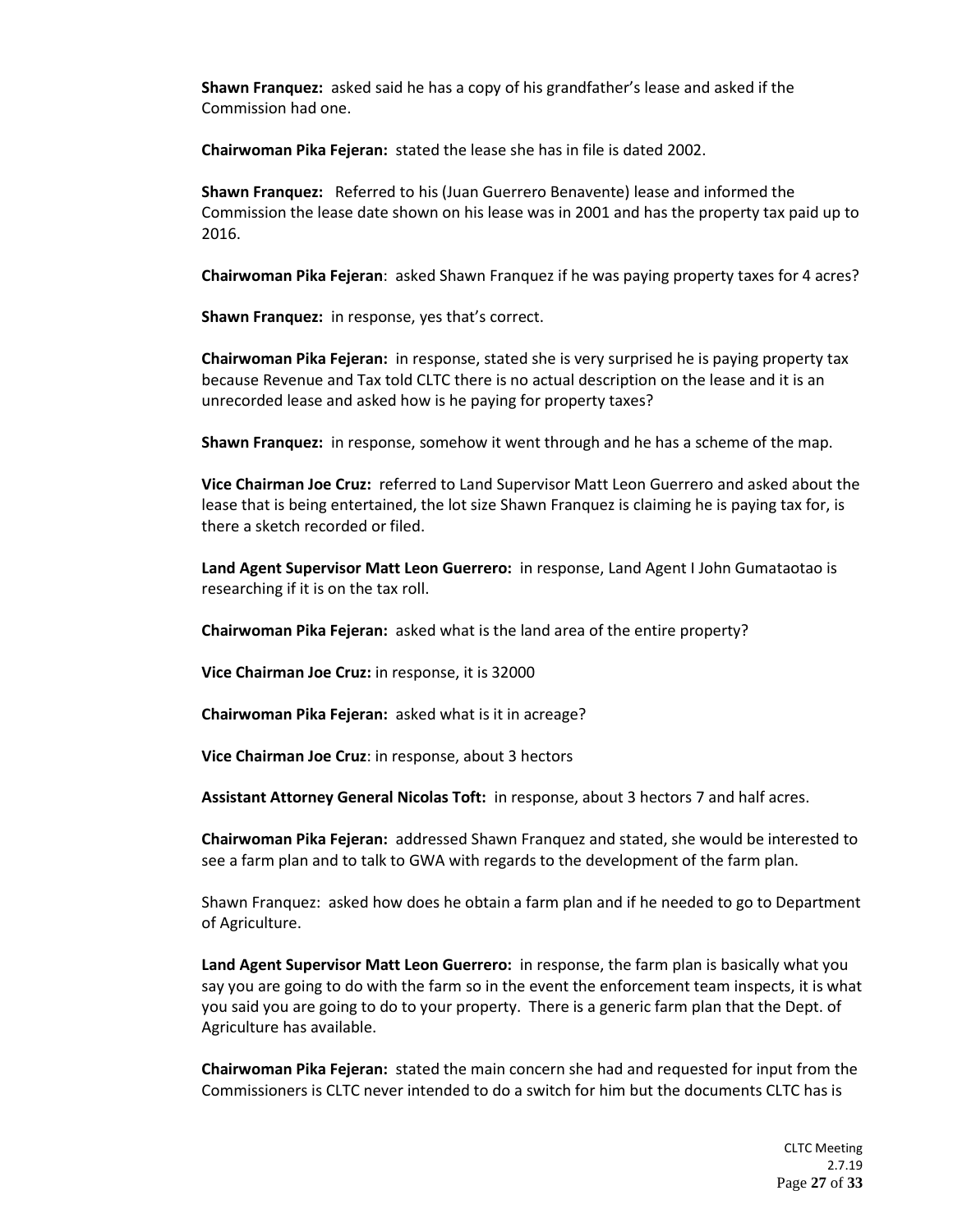**Shawn Franquez:** asked said he has a copy of his grandfather's lease and asked if the Commission had one.

**Chairwoman Pika Fejeran:** stated the lease she has in file is dated 2002.

**Shawn Franquez:** Referred to his (Juan Guerrero Benavente) lease and informed the Commission the lease date shown on his lease was in 2001 and has the property tax paid up to 2016.

**Chairwoman Pika Fejeran**: asked Shawn Franquez if he was paying property taxes for 4 acres?

**Shawn Franquez:** in response, yes that's correct.

**Chairwoman Pika Fejeran:** in response, stated she is very surprised he is paying property tax because Revenue and Tax told CLTC there is no actual description on the lease and it is an unrecorded lease and asked how is he paying for property taxes?

**Shawn Franquez:** in response, somehow it went through and he has a scheme of the map.

**Vice Chairman Joe Cruz:** referred to Land Supervisor Matt Leon Guerrero and asked about the lease that is being entertained, the lot size Shawn Franquez is claiming he is paying tax for, is there a sketch recorded or filed.

**Land Agent Supervisor Matt Leon Guerrero:** in response, Land Agent I John Gumataotao is researching if it is on the tax roll.

**Chairwoman Pika Fejeran:** asked what is the land area of the entire property?

**Vice Chairman Joe Cruz:** in response, it is 32000

**Chairwoman Pika Fejeran:** asked what is it in acreage?

**Vice Chairman Joe Cruz**: in response, about 3 hectors

**Assistant Attorney General Nicolas Toft:** in response, about 3 hectors 7 and half acres.

**Chairwoman Pika Fejeran:** addressed Shawn Franquez and stated, she would be interested to see a farm plan and to talk to GWA with regards to the development of the farm plan.

Shawn Franquez: asked how does he obtain a farm plan and if he needed to go to Department of Agriculture.

**Land Agent Supervisor Matt Leon Guerrero:** in response, the farm plan is basically what you say you are going to do with the farm so in the event the enforcement team inspects, it is what you said you are going to do to your property. There is a generic farm plan that the Dept. of Agriculture has available.

**Chairwoman Pika Fejeran:** stated the main concern she had and requested for input from the Commissioners is CLTC never intended to do a switch for him but the documents CLTC has is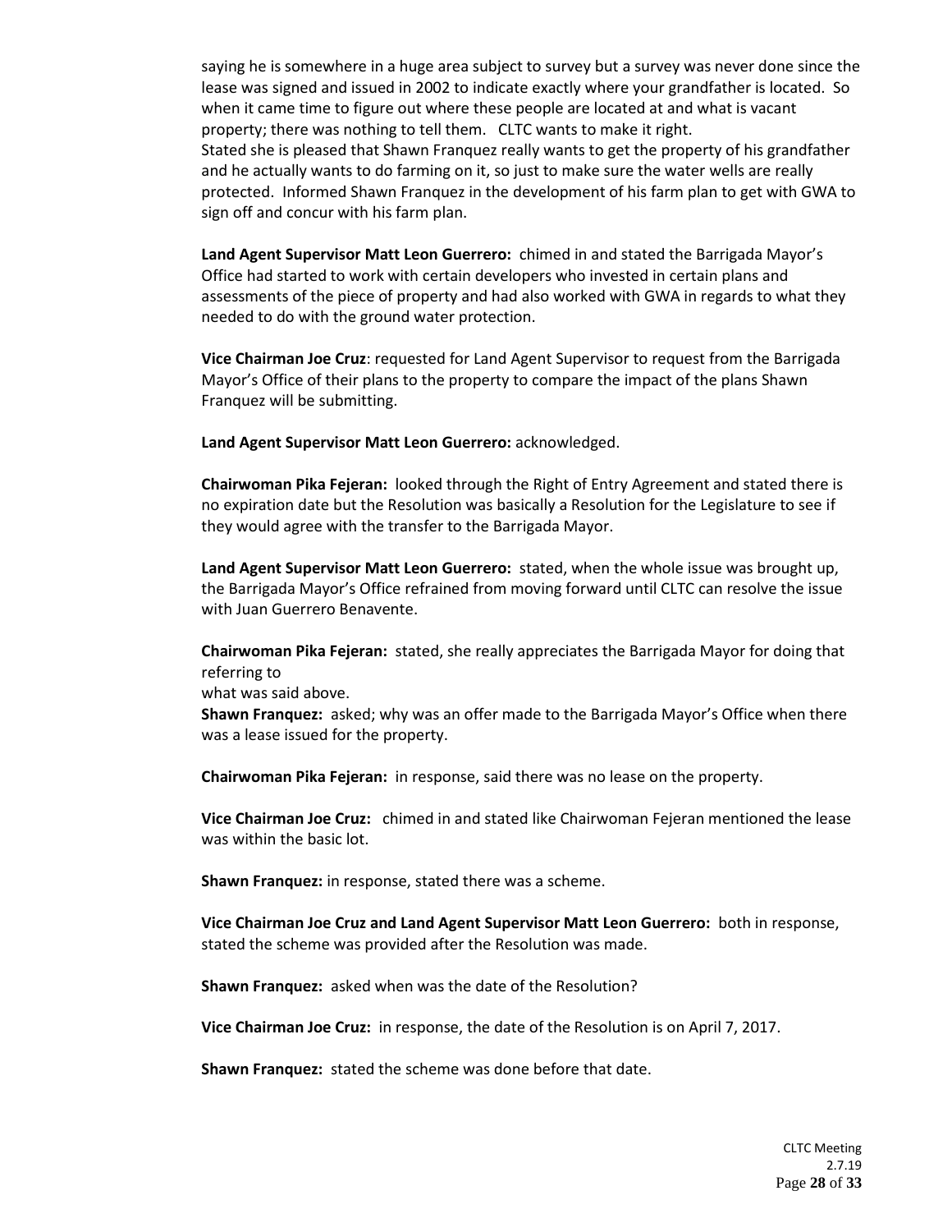saying he is somewhere in a huge area subject to survey but a survey was never done since the lease was signed and issued in 2002 to indicate exactly where your grandfather is located. So when it came time to figure out where these people are located at and what is vacant property; there was nothing to tell them. CLTC wants to make it right.
Stated she is pleased that Shawn Franquez really wants to get the property of his grandfather and he actually wants to do farming on it, so just to make sure the water wells are really protected. Informed Shawn Franquez in the development of his farm plan to get with GWA to sign off and concur with his farm plan.

**Land Agent Supervisor Matt Leon Guerrero:** chimed in and stated the Barrigada Mayor's Office had started to work with certain developers who invested in certain plans and assessments of the piece of property and had also worked with GWA in regards to what they needed to do with the ground water protection.

**Vice Chairman Joe Cruz**: requested for Land Agent Supervisor to request from the Barrigada Mayor's Office of their plans to the property to compare the impact of the plans Shawn Franquez will be submitting.

**Land Agent Supervisor Matt Leon Guerrero:** acknowledged.

**Chairwoman Pika Fejeran:** looked through the Right of Entry Agreement and stated there is no expiration date but the Resolution was basically a Resolution for the Legislature to see if they would agree with the transfer to the Barrigada Mayor.

**Land Agent Supervisor Matt Leon Guerrero:** stated, when the whole issue was brought up, the Barrigada Mayor's Office refrained from moving forward until CLTC can resolve the issue with Juan Guerrero Benavente.

**Chairwoman Pika Fejeran:** stated, she really appreciates the Barrigada Mayor for doing that referring to
what was said above.
**Shawn Franquez:** asked; why was an offer made to the Barrigada Mayor's Office when there was a lease issued for the property.

**Chairwoman Pika Fejeran:** in response, said there was no lease on the property.

**Vice Chairman Joe Cruz:** chimed in and stated like Chairwoman Fejeran mentioned the lease was within the basic lot.

**Shawn Franquez:** in response, stated there was a scheme.

**Vice Chairman Joe Cruz and Land Agent Supervisor Matt Leon Guerrero:** both in response, stated the scheme was provided after the Resolution was made.

**Shawn Franquez:** asked when was the date of the Resolution?

**Vice Chairman Joe Cruz:** in response, the date of the Resolution is on April 7, 2017.

**Shawn Franquez:** stated the scheme was done before that date.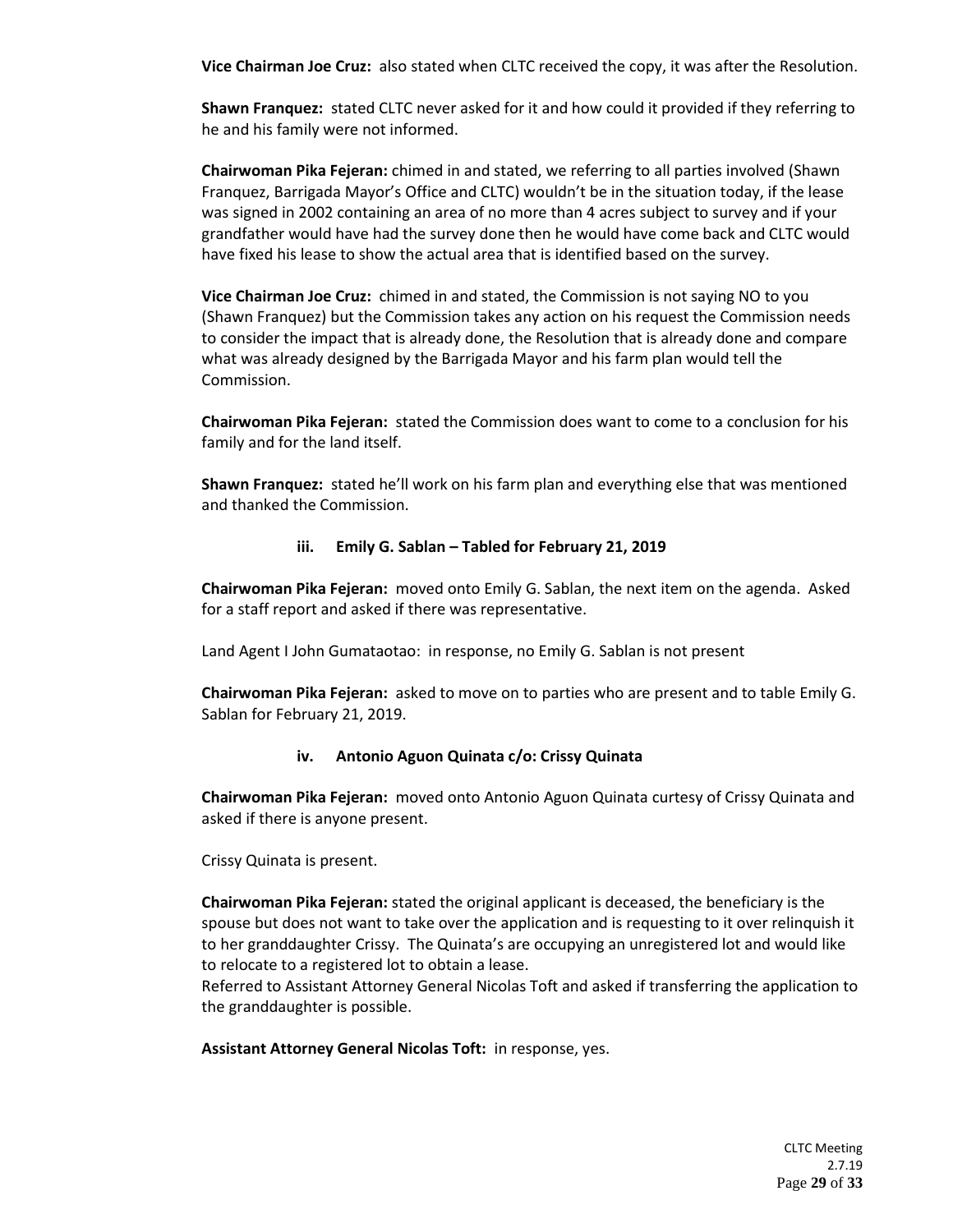**Vice Chairman Joe Cruz:** also stated when CLTC received the copy, it was after the Resolution.

**Shawn Franquez:** stated CLTC never asked for it and how could it provided if they referring to he and his family were not informed.

**Chairwoman Pika Fejeran:** chimed in and stated, we referring to all parties involved (Shawn Franquez, Barrigada Mayor's Office and CLTC) wouldn't be in the situation today, if the lease was signed in 2002 containing an area of no more than 4 acres subject to survey and if your grandfather would have had the survey done then he would have come back and CLTC would have fixed his lease to show the actual area that is identified based on the survey.

**Vice Chairman Joe Cruz:** chimed in and stated, the Commission is not saying NO to you (Shawn Franquez) but the Commission takes any action on his request the Commission needs to consider the impact that is already done, the Resolution that is already done and compare what was already designed by the Barrigada Mayor and his farm plan would tell the Commission.

**Chairwoman Pika Fejeran:** stated the Commission does want to come to a conclusion for his family and for the land itself.

**Shawn Franquez:** stated he'll work on his farm plan and everything else that was mentioned and thanked the Commission.

#### iii. Emily G. Sablan – Tabled for February 21, 2019

**Chairwoman Pika Fejeran:** moved onto Emily G. Sablan, the next item on the agenda. Asked for a staff report and asked if there was representative.

Land Agent I John Gumataotao: in response, no Emily G. Sablan is not present

**Chairwoman Pika Fejeran:** asked to move on to parties who are present and to table Emily G. Sablan for February 21, 2019.

#### iv. Antonio Aguon Quinata c/o: Crissy Quinata

**Chairwoman Pika Fejeran:** moved onto Antonio Aguon Quinata curtesy of Crissy Quinata and asked if there is anyone present.

Crissy Quinata is present.

**Chairwoman Pika Fejeran:** stated the original applicant is deceased, the beneficiary is the spouse but does not want to take over the application and is requesting to it over relinquish it to her granddaughter Crissy. The Quinata's are occupying an unregistered lot and would like to relocate to a registered lot to obtain a lease.
Referred to Assistant Attorney General Nicolas Toft and asked if transferring the application to the granddaughter is possible.

**Assistant Attorney General Nicolas Toft:** in response, yes.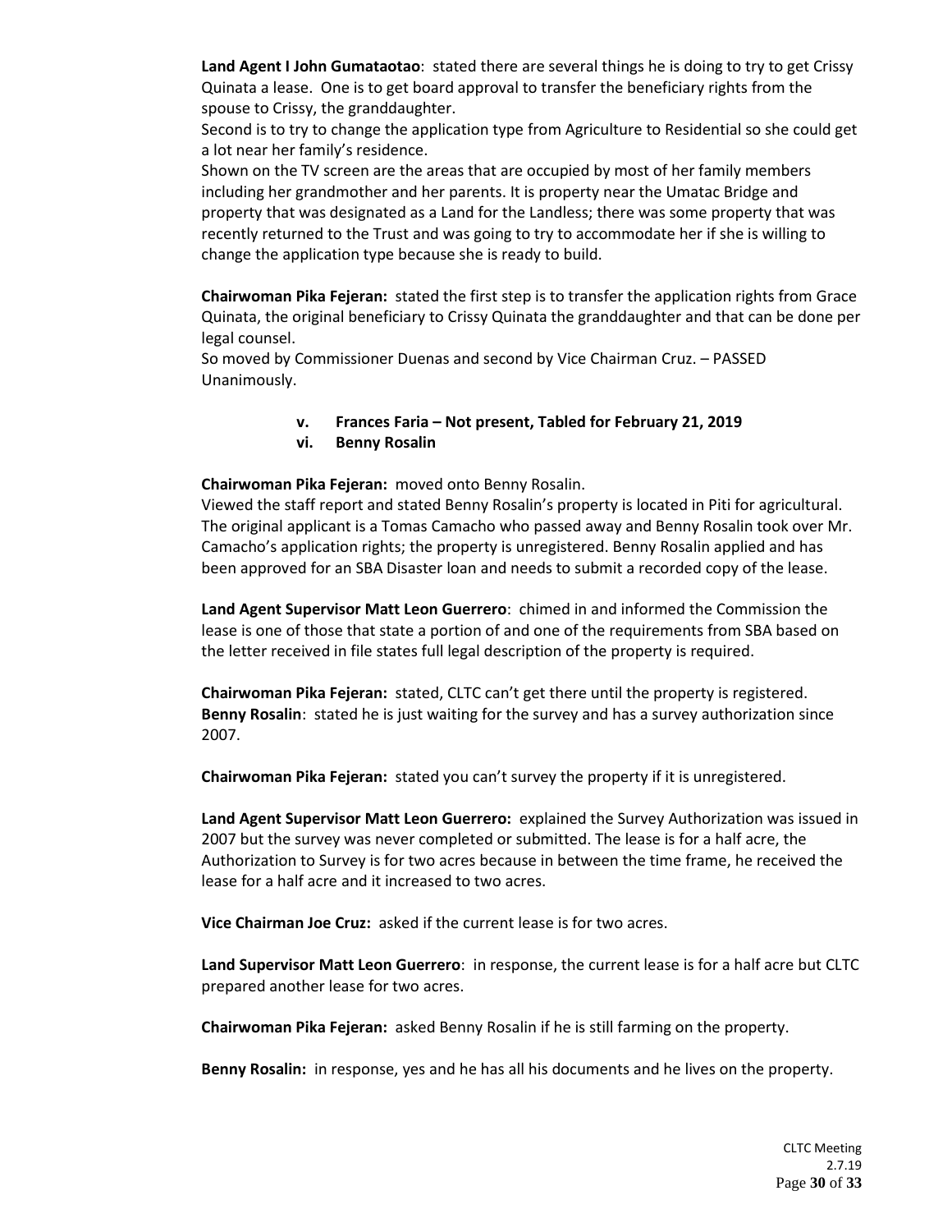**Land Agent I John Gumataotao**: stated there are several things he is doing to try to get Crissy Quinata a lease. One is to get board approval to transfer the beneficiary rights from the spouse to Crissy, the granddaughter.
Second is to try to change the application type from Agriculture to Residential so she could get a lot near her family's residence.
Shown on the TV screen are the areas that are occupied by most of her family members including her grandmother and her parents. It is property near the Umatac Bridge and property that was designated as a Land for the Landless; there was some property that was recently returned to the Trust and was going to try to accommodate her if she is willing to change the application type because she is ready to build.

**Chairwoman Pika Fejeran:** stated the first step is to transfer the application rights from Grace Quinata, the original beneficiary to Crissy Quinata the granddaughter and that can be done per legal counsel.
So moved by Commissioner Duenas and second by Vice Chairman Cruz. – PASSED Unanimously.

 v. **Frances Faria – Not present, Tabled for February 21, 2019**
 vi. **Benny Rosalin**

**Chairwoman Pika Fejeran:** moved onto Benny Rosalin.
Viewed the staff report and stated Benny Rosalin's property is located in Piti for agricultural. The original applicant is a Tomas Camacho who passed away and Benny Rosalin took over Mr. Camacho's application rights; the property is unregistered. Benny Rosalin applied and has been approved for an SBA Disaster loan and needs to submit a recorded copy of the lease.

**Land Agent Supervisor Matt Leon Guerrero**: chimed in and informed the Commission the lease is one of those that state a portion of and one of the requirements from SBA based on the letter received in file states full legal description of the property is required.

**Chairwoman Pika Fejeran:** stated, CLTC can't get there until the property is registered.
**Benny Rosalin**: stated he is just waiting for the survey and has a survey authorization since 2007.

**Chairwoman Pika Fejeran:** stated you can't survey the property if it is unregistered.

**Land Agent Supervisor Matt Leon Guerrero:** explained the Survey Authorization was issued in 2007 but the survey was never completed or submitted. The lease is for a half acre, the Authorization to Survey is for two acres because in between the time frame, he received the lease for a half acre and it increased to two acres.

**Vice Chairman Joe Cruz:** asked if the current lease is for two acres.

**Land Supervisor Matt Leon Guerrero**: in response, the current lease is for a half acre but CLTC prepared another lease for two acres.

**Chairwoman Pika Fejeran:** asked Benny Rosalin if he is still farming on the property.

**Benny Rosalin:** in response, yes and he has all his documents and he lives on the property.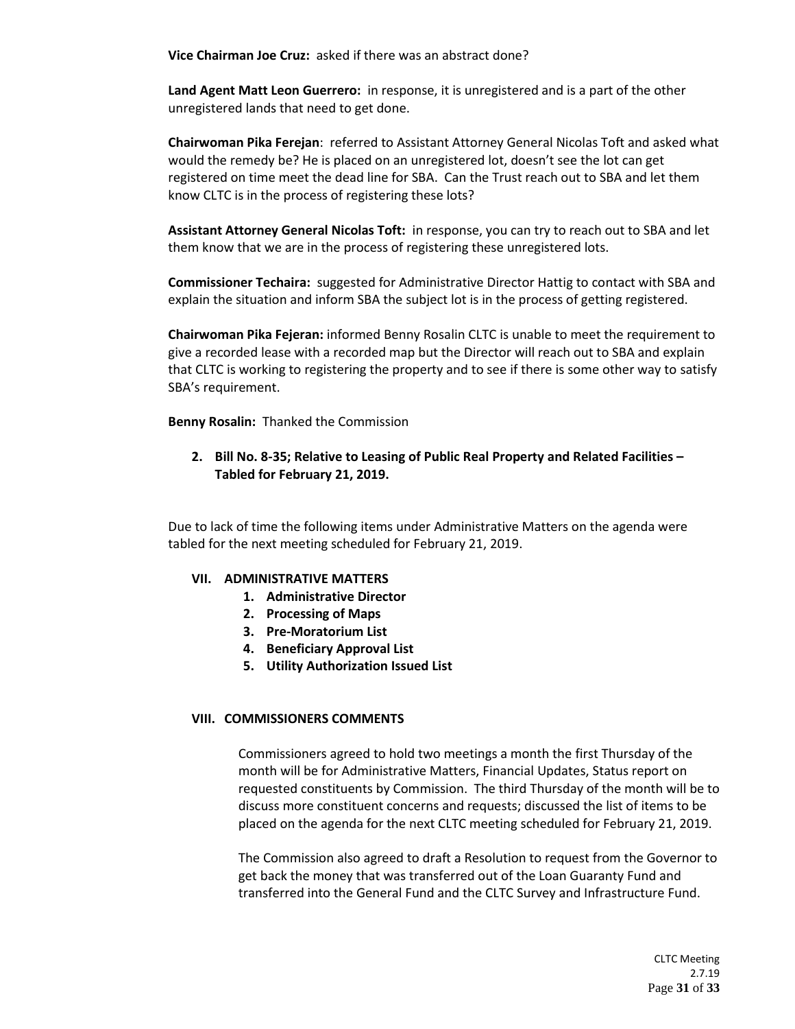**Vice Chairman Joe Cruz:** asked if there was an abstract done?

**Land Agent Matt Leon Guerrero:** in response, it is unregistered and is a part of the other unregistered lands that need to get done.

**Chairwoman Pika Ferejan**: referred to Assistant Attorney General Nicolas Toft and asked what would the remedy be? He is placed on an unregistered lot, doesn't see the lot can get registered on time meet the dead line for SBA. Can the Trust reach out to SBA and let them know CLTC is in the process of registering these lots?

**Assistant Attorney General Nicolas Toft:** in response, you can try to reach out to SBA and let them know that we are in the process of registering these unregistered lots.

**Commissioner Techaira:** suggested for Administrative Director Hattig to contact with SBA and explain the situation and inform SBA the subject lot is in the process of getting registered.

**Chairwoman Pika Fejeran:** informed Benny Rosalin CLTC is unable to meet the requirement to give a recorded lease with a recorded map but the Director will reach out to SBA and explain that CLTC is working to registering the property and to see if there is some other way to satisfy SBA's requirement.

**Benny Rosalin:** Thanked the Commission

2. **Bill No. 8-35; Relative to Leasing of Public Real Property and Related Facilities – Tabled for February 21, 2019.**

Due to lack of time the following items under Administrative Matters on the agenda were tabled for the next meeting scheduled for February 21, 2019.

## VII. ADMINISTRATIVE MATTERS

1. **Administrative Director**
2. **Processing of Maps**
3. **Pre-Moratorium List**
4. **Beneficiary Approval List**
5. **Utility Authorization Issued List**

## VIII. COMMISSIONERS COMMENTS

Commissioners agreed to hold two meetings a month the first Thursday of the month will be for Administrative Matters, Financial Updates, Status report on requested constituents by Commission. The third Thursday of the month will be to discuss more constituent concerns and requests; discussed the list of items to be placed on the agenda for the next CLTC meeting scheduled for February 21, 2019.

The Commission also agreed to draft a Resolution to request from the Governor to get back the money that was transferred out of the Loan Guaranty Fund and transferred into the General Fund and the CLTC Survey and Infrastructure Fund.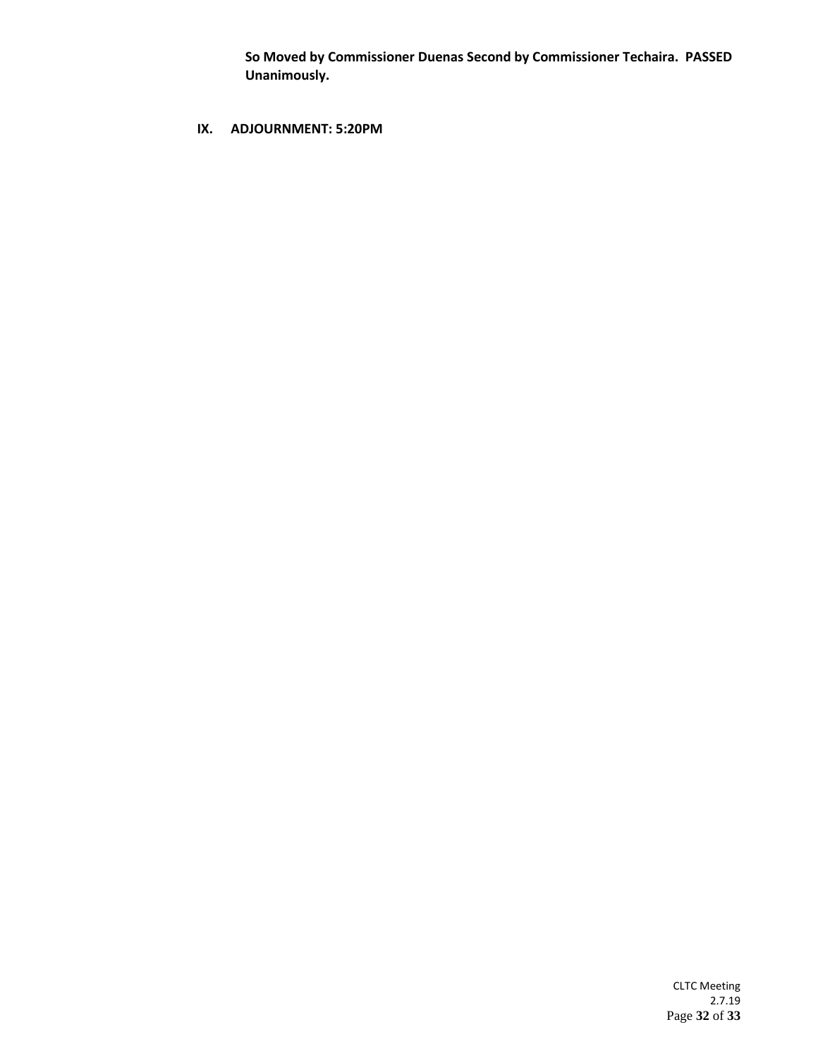**So Moved by Commissioner Duenas Second by Commissioner Techaira. PASSED Unanimously.**

## IX. ADJOURNMENT: 5:20PM